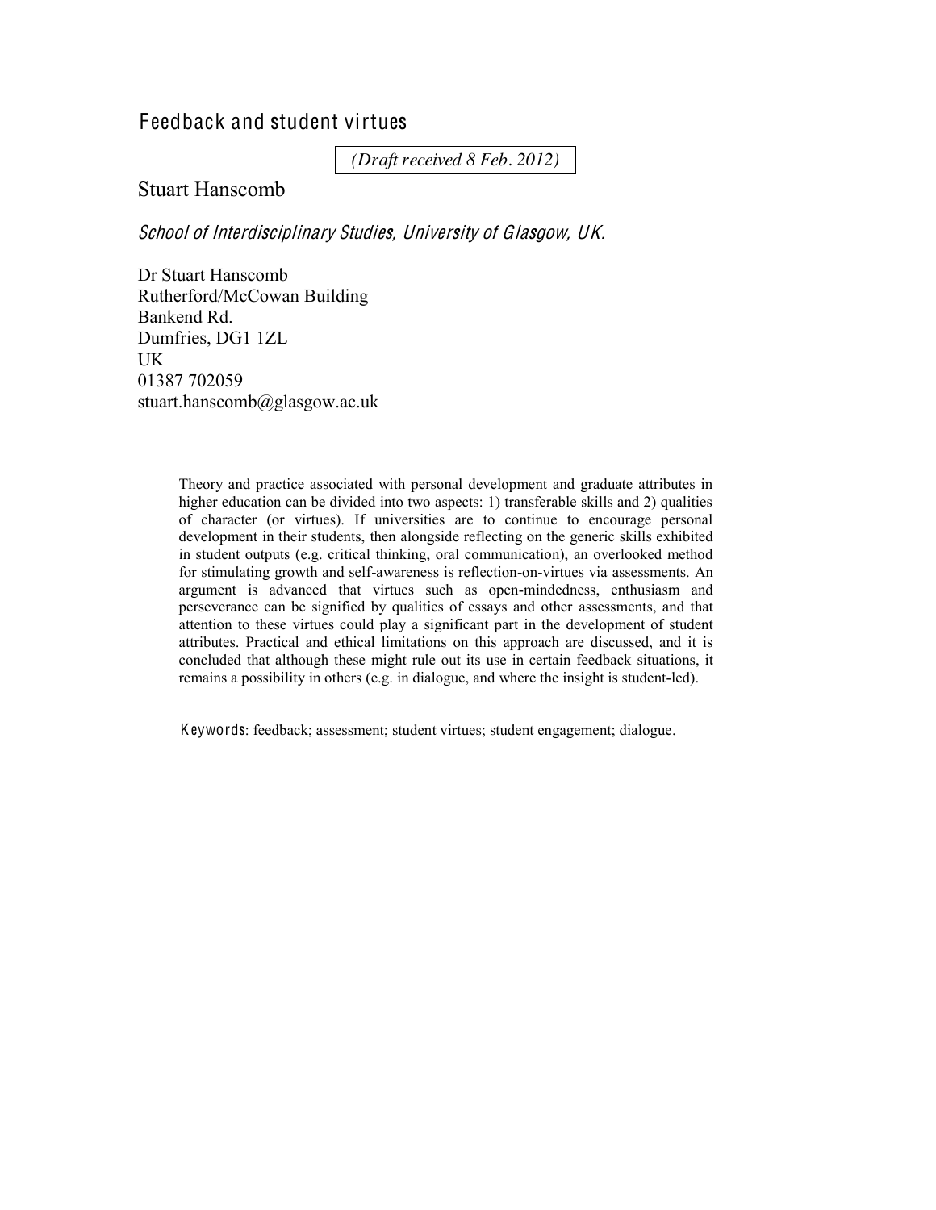# Feedback and student virtues

*(Draft received 8 Feb. 2012)*

Stuart Hanscomb

*School of Interdisciplinary Studies, University of Glasgow, UK.*

Dr Stuart Hanscomb
Rutherford/McCowan Building
Bankend Rd.
Dumfries, DG1 1ZL
UK
01387 702059
stuart.hanscomb@glasgow.ac.uk

Theory and practice associated with personal development and graduate attributes in higher education can be divided into two aspects: 1) transferable skills and 2) qualities of character (or virtues). If universities are to continue to encourage personal development in their students, then alongside reflecting on the generic skills exhibited in student outputs (e.g. critical thinking, oral communication), an overlooked method for stimulating growth and self-awareness is reflection-on-virtues via assessments. An argument is advanced that virtues such as open-mindedness, enthusiasm and perseverance can be signified by qualities of essays and other assessments, and that attention to these virtues could play a significant part in the development of student attributes. Practical and ethical limitations on this approach are discussed, and it is concluded that although these might rule out its use in certain feedback situations, it remains a possibility in others (e.g. in dialogue, and where the insight is student-led).

**Keywords**: feedback; assessment; student virtues; student engagement; dialogue.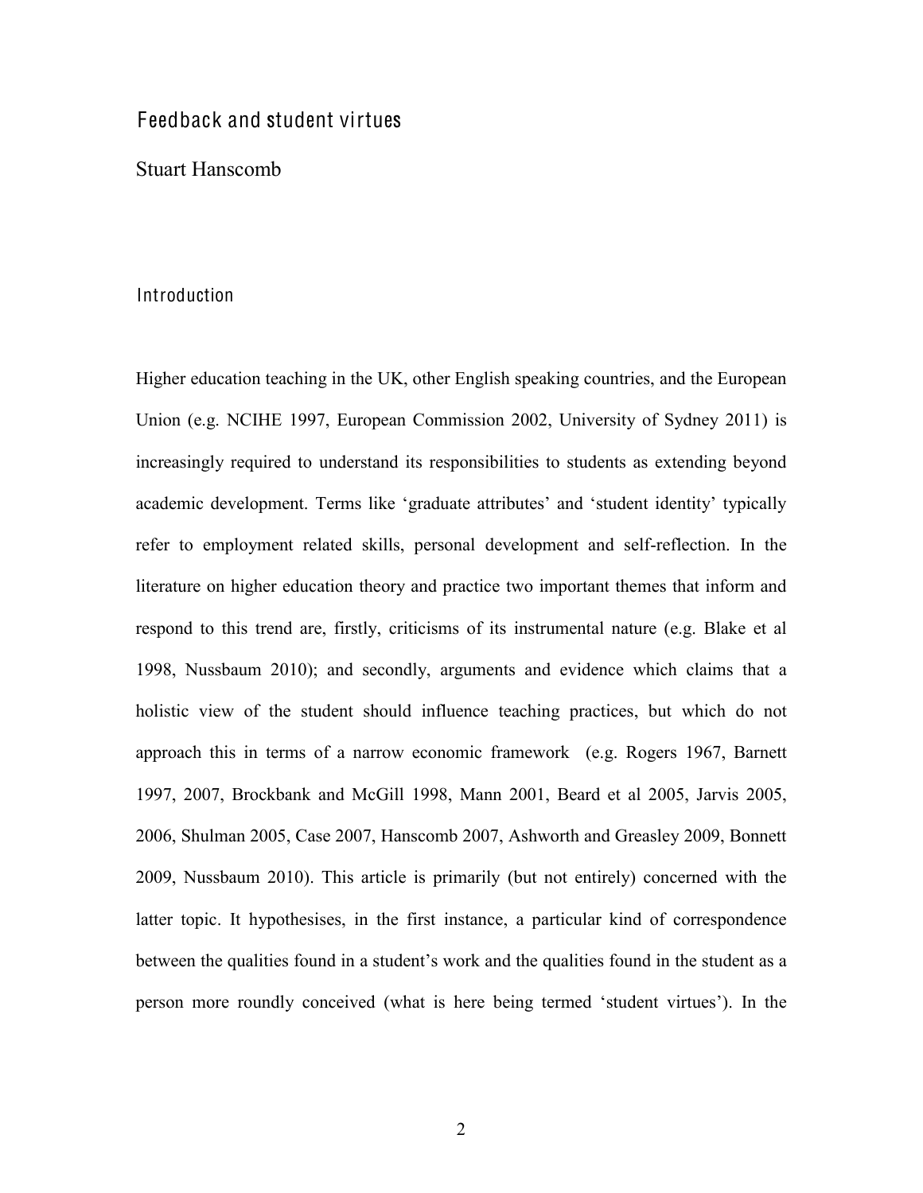# Feedback and student virtues

Stuart Hanscomb

## Introduction

Higher education teaching in the UK, other English speaking countries, and the European Union (e.g. NCIHE 1997, European Commission 2002, University of Sydney 2011) is increasingly required to understand its responsibilities to students as extending beyond academic development. Terms like 'graduate attributes' and 'student identity' typically refer to employment related skills, personal development and self-reflection. In the literature on higher education theory and practice two important themes that inform and respond to this trend are, firstly, criticisms of its instrumental nature (e.g. Blake et al 1998, Nussbaum 2010); and secondly, arguments and evidence which claims that a holistic view of the student should influence teaching practices, but which do not approach this in terms of a narrow economic framework (e.g. Rogers 1967, Barnett 1997, 2007, Brockbank and McGill 1998, Mann 2001, Beard et al 2005, Jarvis 2005, 2006, Shulman 2005, Case 2007, Hanscomb 2007, Ashworth and Greasley 2009, Bonnett 2009, Nussbaum 2010). This article is primarily (but not entirely) concerned with the latter topic. It hypothesises, in the first instance, a particular kind of correspondence between the qualities found in a student's work and the qualities found in the student as a person more roundly conceived (what is here being termed 'student virtues'). In the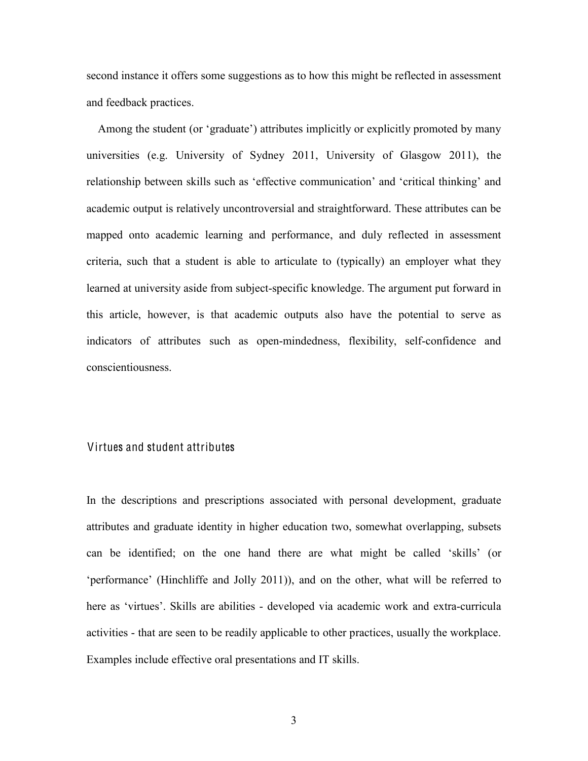second instance it offers some suggestions as to how this might be reflected in assessment and feedback practices.

Among the student (or 'graduate') attributes implicitly or explicitly promoted by many universities (e.g. University of Sydney 2011, University of Glasgow 2011), the relationship between skills such as 'effective communication' and 'critical thinking' and academic output is relatively uncontroversial and straightforward. These attributes can be mapped onto academic learning and performance, and duly reflected in assessment criteria, such that a student is able to articulate to (typically) an employer what they learned at university aside from subject-specific knowledge. The argument put forward in this article, however, is that academic outputs also have the potential to serve as indicators of attributes such as open-mindedness, flexibility, self-confidence and conscientiousness.

## Virtues and student attributes

In the descriptions and prescriptions associated with personal development, graduate attributes and graduate identity in higher education two, somewhat overlapping, subsets can be identified; on the one hand there are what might be called 'skills' (or 'performance' (Hinchliffe and Jolly 2011)), and on the other, what will be referred to here as 'virtues'. Skills are abilities - developed via academic work and extra-curricula activities - that are seen to be readily applicable to other practices, usually the workplace. Examples include effective oral presentations and IT skills.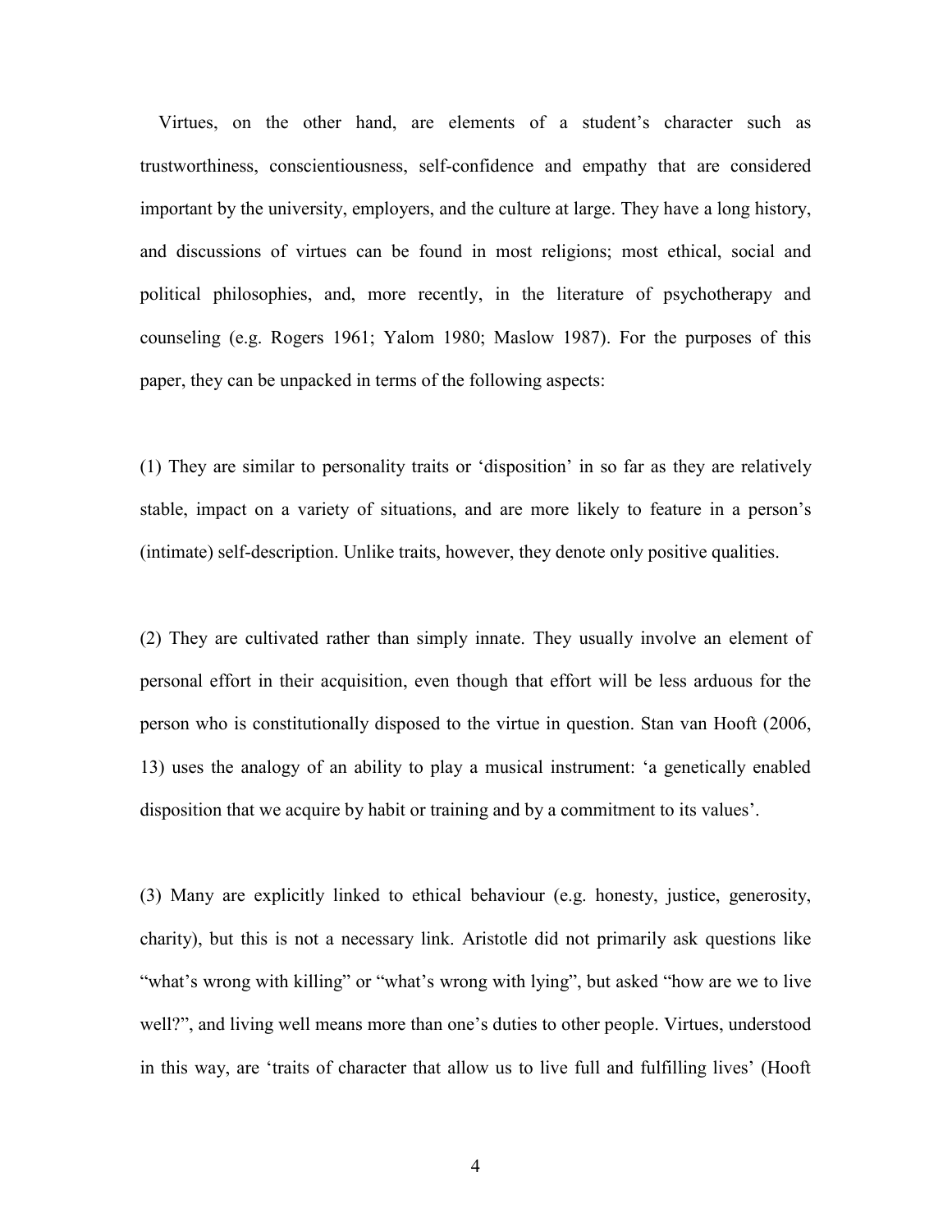Virtues, on the other hand, are elements of a student's character such as trustworthiness, conscientiousness, self-confidence and empathy that are considered important by the university, employers, and the culture at large. They have a long history, and discussions of virtues can be found in most religions; most ethical, social and political philosophies, and, more recently, in the literature of psychotherapy and counseling (e.g. Rogers 1961; Yalom 1980; Maslow 1987). For the purposes of this paper, they can be unpacked in terms of the following aspects:

(1) They are similar to personality traits or 'disposition' in so far as they are relatively stable, impact on a variety of situations, and are more likely to feature in a person's (intimate) self-description. Unlike traits, however, they denote only positive qualities.

(2) They are cultivated rather than simply innate. They usually involve an element of personal effort in their acquisition, even though that effort will be less arduous for the person who is constitutionally disposed to the virtue in question. Stan van Hooft (2006, 13) uses the analogy of an ability to play a musical instrument: 'a genetically enabled disposition that we acquire by habit or training and by a commitment to its values'.

(3) Many are explicitly linked to ethical behaviour (e.g. honesty, justice, generosity, charity), but this is not a necessary link. Aristotle did not primarily ask questions like "what's wrong with killing" or "what's wrong with lying", but asked "how are we to live well?", and living well means more than one's duties to other people. Virtues, understood in this way, are 'traits of character that allow us to live full and fulfilling lives' (Hooft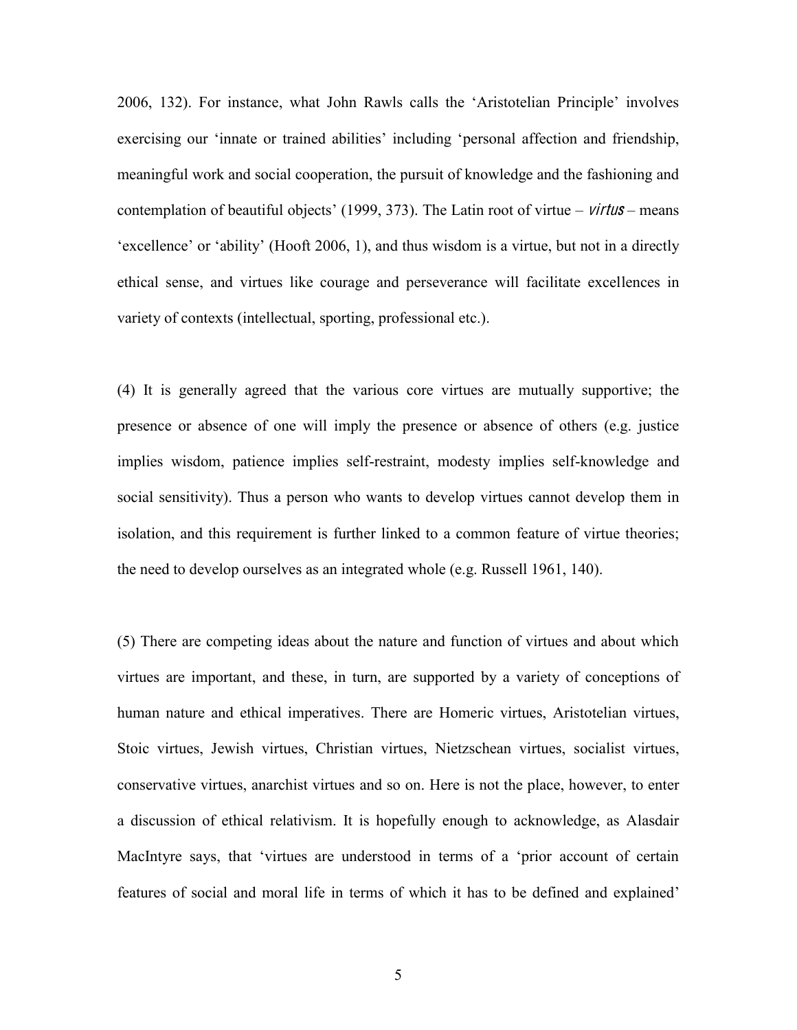2006, 132). For instance, what John Rawls calls the 'Aristotelian Principle' involves exercising our 'innate or trained abilities' including 'personal affection and friendship, meaningful work and social cooperation, the pursuit of knowledge and the fashioning and contemplation of beautiful objects' (1999, 373). The Latin root of virtue – *virtus* – means 'excellence' or 'ability' (Hooft 2006, 1), and thus wisdom is a virtue, but not in a directly ethical sense, and virtues like courage and perseverance will facilitate excellences in variety of contexts (intellectual, sporting, professional etc.).

(4) It is generally agreed that the various core virtues are mutually supportive; the presence or absence of one will imply the presence or absence of others (e.g. justice implies wisdom, patience implies self-restraint, modesty implies self-knowledge and social sensitivity). Thus a person who wants to develop virtues cannot develop them in isolation, and this requirement is further linked to a common feature of virtue theories; the need to develop ourselves as an integrated whole (e.g. Russell 1961, 140).

(5) There are competing ideas about the nature and function of virtues and about which virtues are important, and these, in turn, are supported by a variety of conceptions of human nature and ethical imperatives. There are Homeric virtues, Aristotelian virtues, Stoic virtues, Jewish virtues, Christian virtues, Nietzschean virtues, socialist virtues, conservative virtues, anarchist virtues and so on. Here is not the place, however, to enter a discussion of ethical relativism. It is hopefully enough to acknowledge, as Alasdair MacIntyre says, that 'virtues are understood in terms of a 'prior account of certain features of social and moral life in terms of which it has to be defined and explained'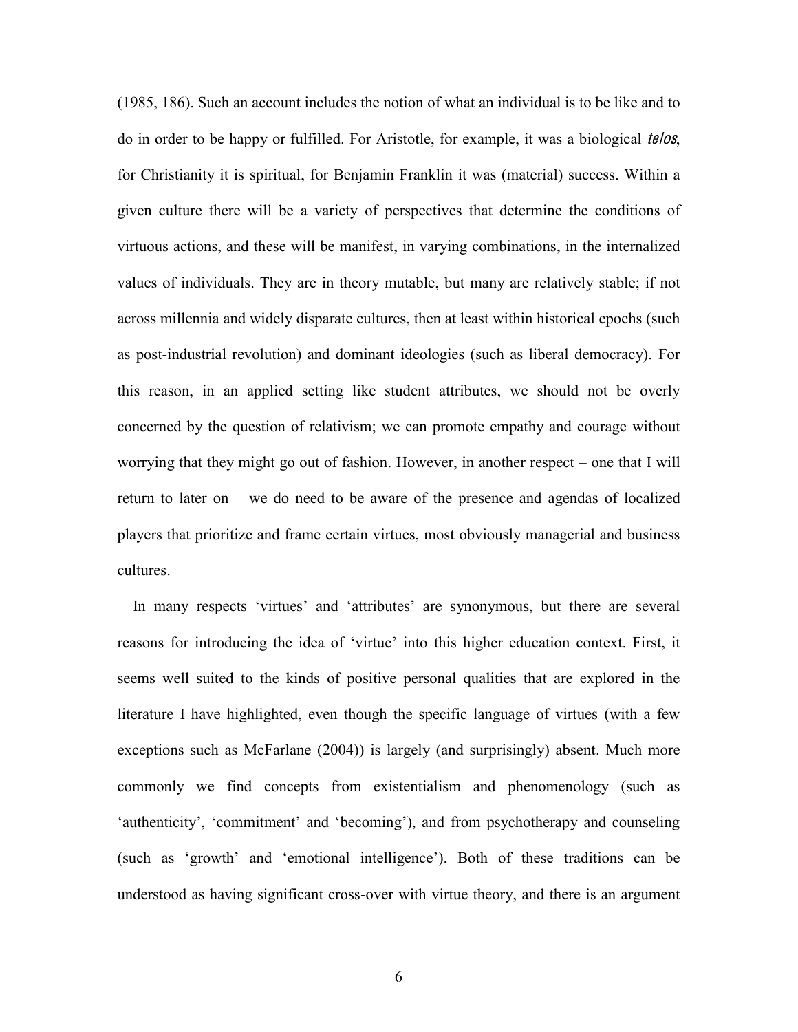(1985, 186). Such an account includes the notion of what an individual is to be like and to do in order to be happy or fulfilled. For Aristotle, for example, it was a biological *telos*, for Christianity it is spiritual, for Benjamin Franklin it was (material) success. Within a given culture there will be a variety of perspectives that determine the conditions of virtuous actions, and these will be manifest, in varying combinations, in the internalized values of individuals. They are in theory mutable, but many are relatively stable; if not across millennia and widely disparate cultures, then at least within historical epochs (such as post-industrial revolution) and dominant ideologies (such as liberal democracy). For this reason, in an applied setting like student attributes, we should not be overly concerned by the question of relativism; we can promote empathy and courage without worrying that they might go out of fashion. However, in another respect – one that I will return to later on – we do need to be aware of the presence and agendas of localized players that prioritize and frame certain virtues, most obviously managerial and business cultures.

In many respects 'virtues' and 'attributes' are synonymous, but there are several reasons for introducing the idea of 'virtue' into this higher education context. First, it seems well suited to the kinds of positive personal qualities that are explored in the literature I have highlighted, even though the specific language of virtues (with a few exceptions such as McFarlane (2004)) is largely (and surprisingly) absent. Much more commonly we find concepts from existentialism and phenomenology (such as 'authenticity', 'commitment' and 'becoming'), and from psychotherapy and counseling (such as 'growth' and 'emotional intelligence'). Both of these traditions can be understood as having significant cross-over with virtue theory, and there is an argument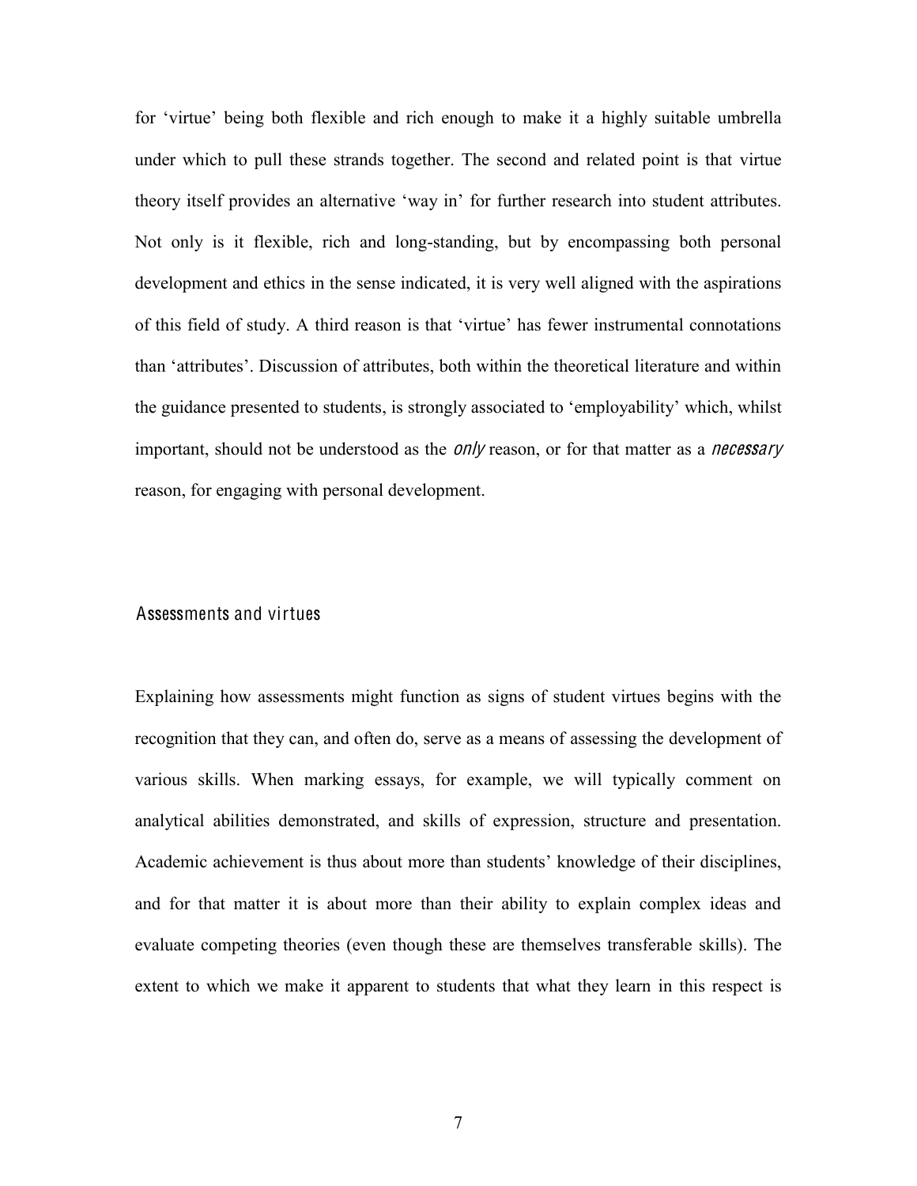for 'virtue' being both flexible and rich enough to make it a highly suitable umbrella under which to pull these strands together. The second and related point is that virtue theory itself provides an alternative 'way in' for further research into student attributes. Not only is it flexible, rich and long-standing, but by encompassing both personal development and ethics in the sense indicated, it is very well aligned with the aspirations of this field of study. A third reason is that 'virtue' has fewer instrumental connotations than 'attributes'. Discussion of attributes, both within the theoretical literature and within the guidance presented to students, is strongly associated to 'employability' which, whilst important, should not be understood as the *only* reason, or for that matter as a *necessary* reason, for engaging with personal development.

## Assessments and virtues

Explaining how assessments might function as signs of student virtues begins with the recognition that they can, and often do, serve as a means of assessing the development of various skills. When marking essays, for example, we will typically comment on analytical abilities demonstrated, and skills of expression, structure and presentation. Academic achievement is thus about more than students' knowledge of their disciplines, and for that matter it is about more than their ability to explain complex ideas and evaluate competing theories (even though these are themselves transferable skills). The extent to which we make it apparent to students that what they learn in this respect is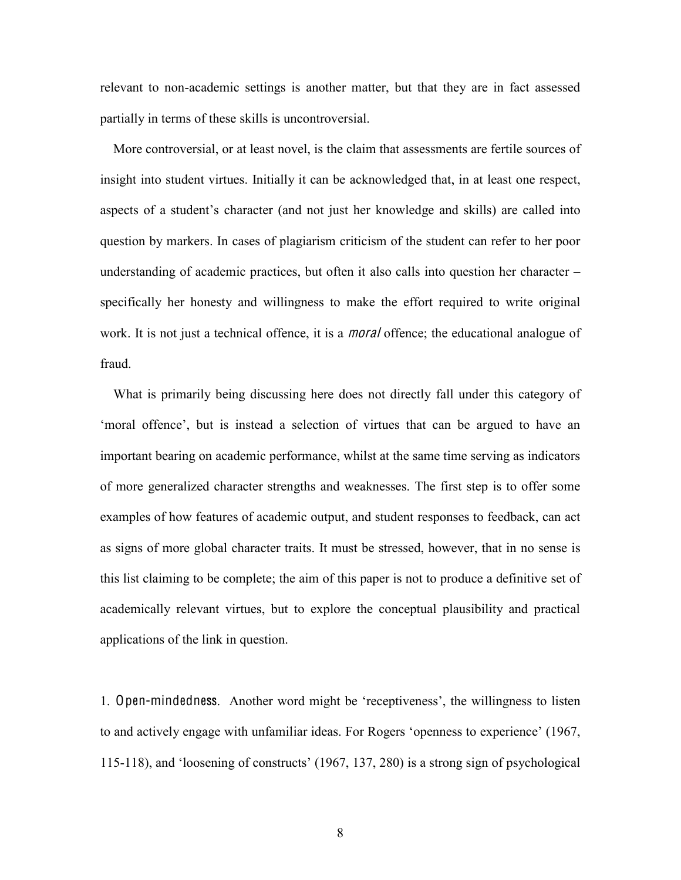relevant to non-academic settings is another matter, but that they are in fact assessed partially in terms of these skills is uncontroversial.

More controversial, or at least novel, is the claim that assessments are fertile sources of insight into student virtues. Initially it can be acknowledged that, in at least one respect, aspects of a student's character (and not just her knowledge and skills) are called into question by markers. In cases of plagiarism criticism of the student can refer to her poor understanding of academic practices, but often it also calls into question her character – specifically her honesty and willingness to make the effort required to write original work. It is not just a technical offence, it is a *moral* offence; the educational analogue of fraud.

What is primarily being discussing here does not directly fall under this category of 'moral offence', but is instead a selection of virtues that can be argued to have an important bearing on academic performance, whilst at the same time serving as indicators of more generalized character strengths and weaknesses. The first step is to offer some examples of how features of academic output, and student responses to feedback, can act as signs of more global character traits. It must be stressed, however, that in no sense is this list claiming to be complete; the aim of this paper is not to produce a definitive set of academically relevant virtues, but to explore the conceptual plausibility and practical applications of the link in question.

1. Open-mindedness. Another word might be 'receptiveness', the willingness to listen to and actively engage with unfamiliar ideas. For Rogers 'openness to experience' (1967, 115-118), and 'loosening of constructs' (1967, 137, 280) is a strong sign of psychological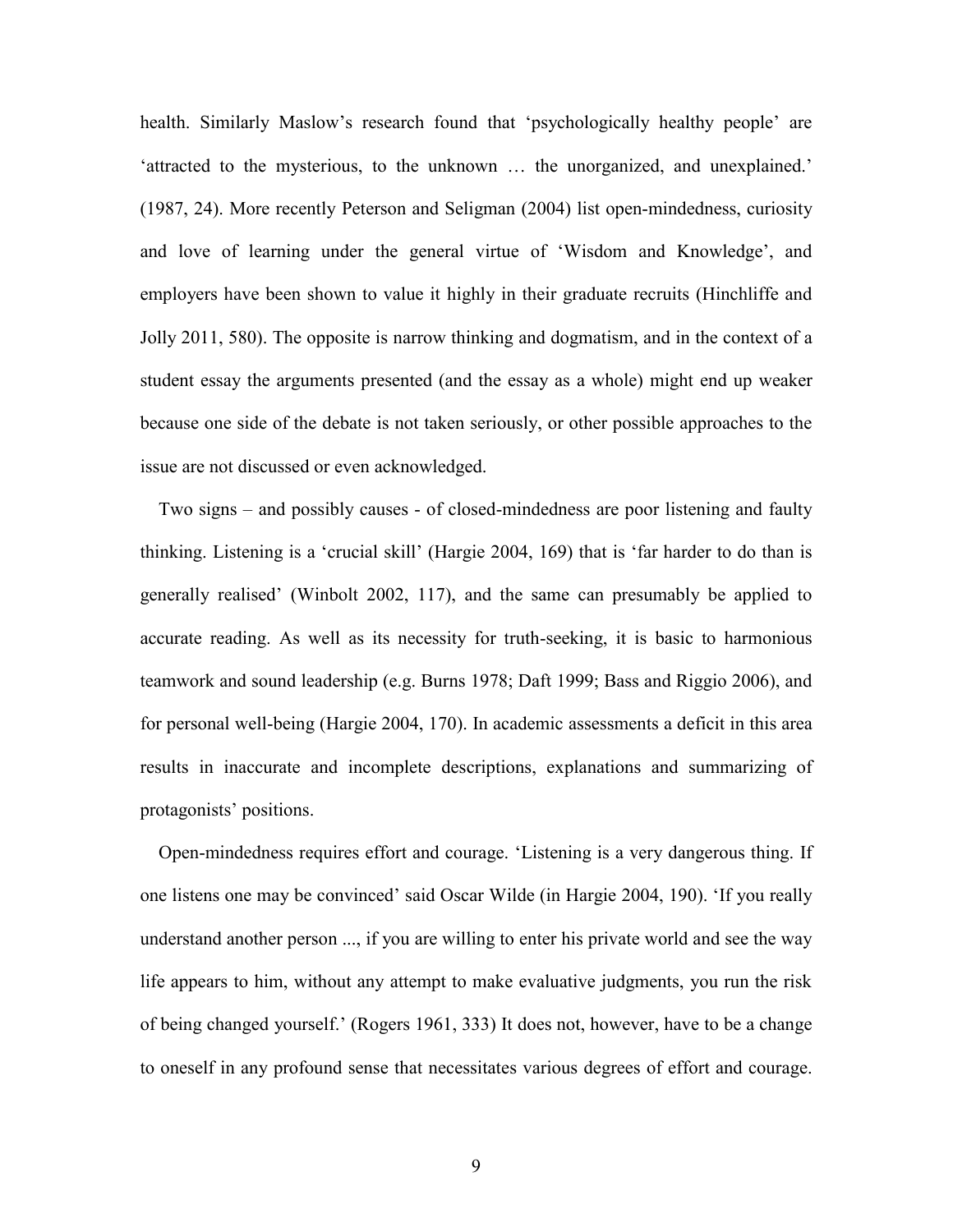health. Similarly Maslow's research found that 'psychologically healthy people' are 'attracted to the mysterious, to the unknown … the unorganized, and unexplained.' (1987, 24). More recently Peterson and Seligman (2004) list open-mindedness, curiosity and love of learning under the general virtue of 'Wisdom and Knowledge', and employers have been shown to value it highly in their graduate recruits (Hinchliffe and Jolly 2011, 580). The opposite is narrow thinking and dogmatism, and in the context of a student essay the arguments presented (and the essay as a whole) might end up weaker because one side of the debate is not taken seriously, or other possible approaches to the issue are not discussed or even acknowledged.

Two signs – and possibly causes - of closed-mindedness are poor listening and faulty thinking. Listening is a 'crucial skill' (Hargie 2004, 169) that is 'far harder to do than is generally realised' (Winbolt 2002, 117), and the same can presumably be applied to accurate reading. As well as its necessity for truth-seeking, it is basic to harmonious teamwork and sound leadership (e.g. Burns 1978; Daft 1999; Bass and Riggio 2006), and for personal well-being (Hargie 2004, 170). In academic assessments a deficit in this area results in inaccurate and incomplete descriptions, explanations and summarizing of protagonists' positions.

Open-mindedness requires effort and courage. 'Listening is a very dangerous thing. If one listens one may be convinced' said Oscar Wilde (in Hargie 2004, 190). 'If you really understand another person ..., if you are willing to enter his private world and see the way life appears to him, without any attempt to make evaluative judgments, you run the risk of being changed yourself.' (Rogers 1961, 333) It does not, however, have to be a change to oneself in any profound sense that necessitates various degrees of effort and courage.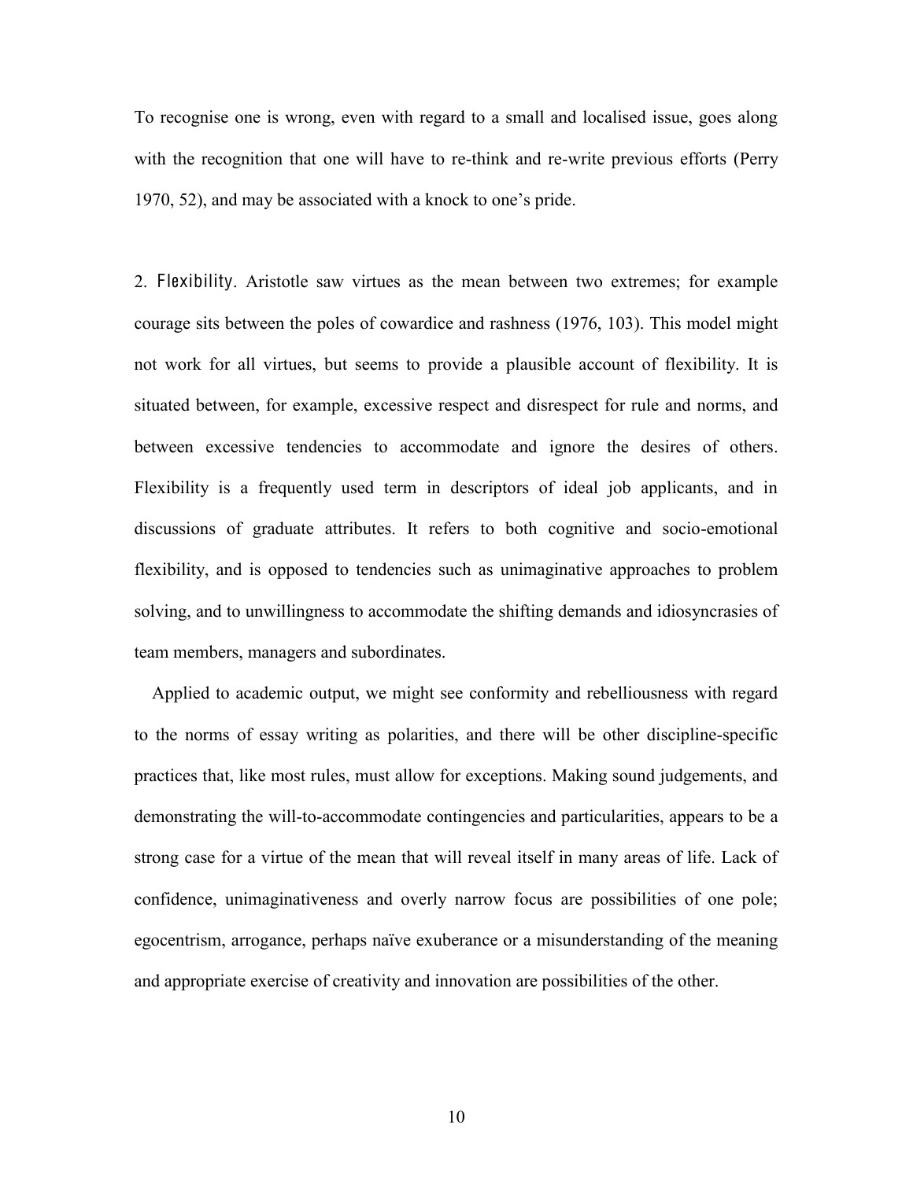To recognise one is wrong, even with regard to a small and localised issue, goes along with the recognition that one will have to re-think and re-write previous efforts (Perry 1970, 52), and may be associated with a knock to one's pride.

2. *Flexibility*. Aristotle saw virtues as the mean between two extremes; for example courage sits between the poles of cowardice and rashness (1976, 103). This model might not work for all virtues, but seems to provide a plausible account of flexibility. It is situated between, for example, excessive respect and disrespect for rule and norms, and between excessive tendencies to accommodate and ignore the desires of others. Flexibility is a frequently used term in descriptors of ideal job applicants, and in discussions of graduate attributes. It refers to both cognitive and socio-emotional flexibility, and is opposed to tendencies such as unimaginative approaches to problem solving, and to unwillingness to accommodate the shifting demands and idiosyncrasies of team members, managers and subordinates.

Applied to academic output, we might see conformity and rebelliousness with regard to the norms of essay writing as polarities, and there will be other discipline-specific practices that, like most rules, must allow for exceptions. Making sound judgements, and demonstrating the will-to-accommodate contingencies and particularities, appears to be a strong case for a virtue of the mean that will reveal itself in many areas of life. Lack of confidence, unimaginativeness and overly narrow focus are possibilities of one pole; egocentrism, arrogance, perhaps naïve exuberance or a misunderstanding of the meaning and appropriate exercise of creativity and innovation are possibilities of the other.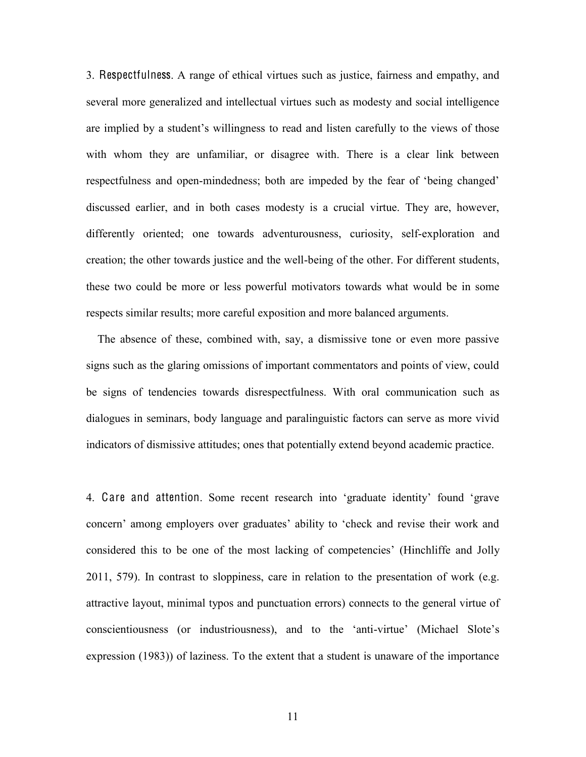3. **Respectfulness**. A range of ethical virtues such as justice, fairness and empathy, and several more generalized and intellectual virtues such as modesty and social intelligence are implied by a student's willingness to read and listen carefully to the views of those with whom they are unfamiliar, or disagree with. There is a clear link between respectfulness and open-mindedness; both are impeded by the fear of 'being changed' discussed earlier, and in both cases modesty is a crucial virtue. They are, however, differently oriented; one towards adventurousness, curiosity, self-exploration and creation; the other towards justice and the well-being of the other. For different students, these two could be more or less powerful motivators towards what would be in some respects similar results; more careful exposition and more balanced arguments.

The absence of these, combined with, say, a dismissive tone or even more passive signs such as the glaring omissions of important commentators and points of view, could be signs of tendencies towards disrespectfulness. With oral communication such as dialogues in seminars, body language and paralinguistic factors can serve as more vivid indicators of dismissive attitudes; ones that potentially extend beyond academic practice.

4. **Care and attention**. Some recent research into 'graduate identity' found 'grave concern' among employers over graduates' ability to 'check and revise their work and considered this to be one of the most lacking of competencies' (Hinchliffe and Jolly 2011, 579). In contrast to sloppiness, care in relation to the presentation of work (e.g. attractive layout, minimal typos and punctuation errors) connects to the general virtue of conscientiousness (or industriousness), and to the 'anti-virtue' (Michael Slote's expression (1983)) of laziness. To the extent that a student is unaware of the importance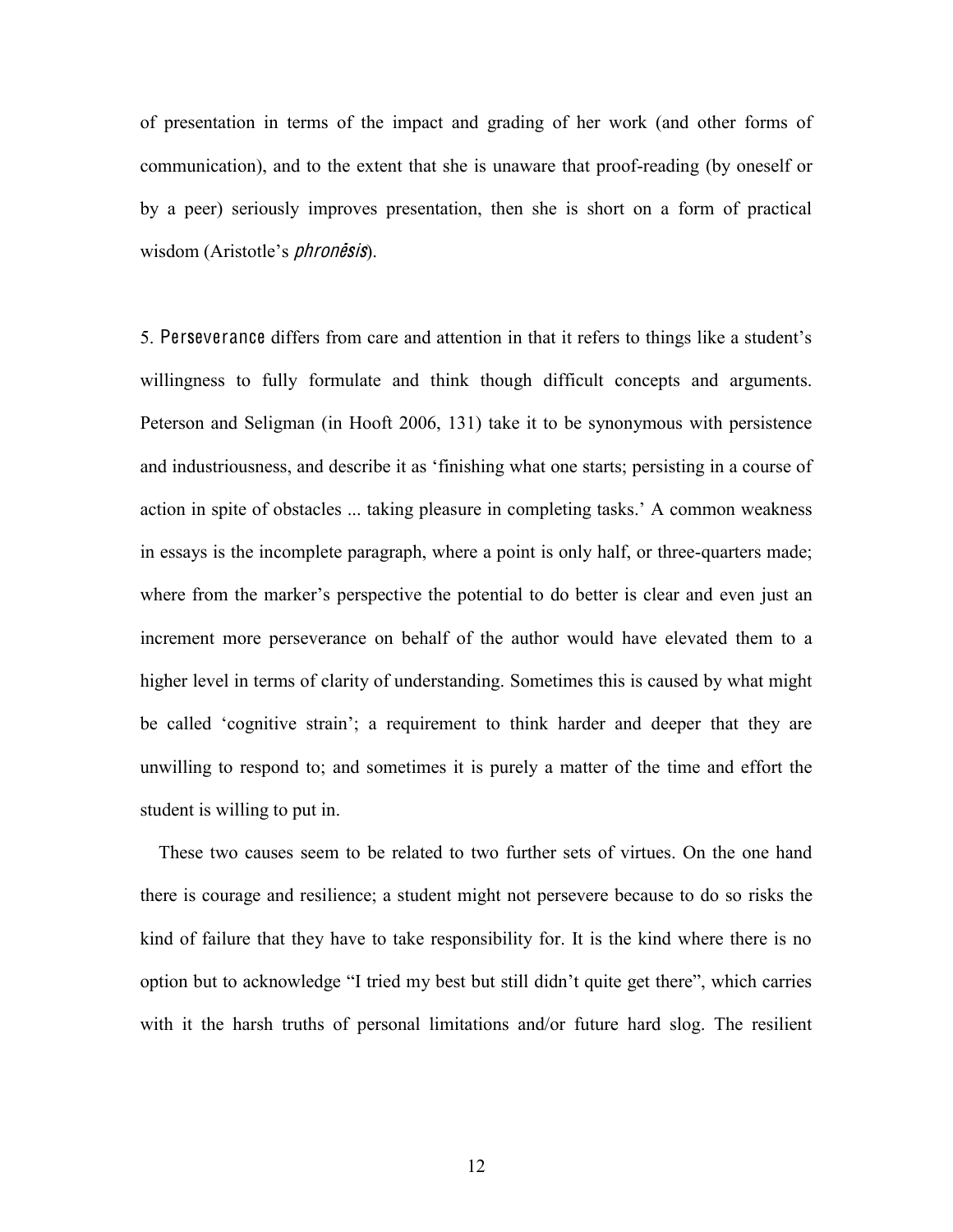of presentation in terms of the impact and grading of her work (and other forms of communication), and to the extent that she is unaware that proof-reading (by oneself or by a peer) seriously improves presentation, then she is short on a form of practical wisdom (Aristotle's *phronēsis*).

5. Perseverance differs from care and attention in that it refers to things like a student's willingness to fully formulate and think though difficult concepts and arguments. Peterson and Seligman (in Hooft 2006, 131) take it to be synonymous with persistence and industriousness, and describe it as 'finishing what one starts; persisting in a course of action in spite of obstacles ... taking pleasure in completing tasks.' A common weakness in essays is the incomplete paragraph, where a point is only half, or three-quarters made; where from the marker's perspective the potential to do better is clear and even just an increment more perseverance on behalf of the author would have elevated them to a higher level in terms of clarity of understanding. Sometimes this is caused by what might be called 'cognitive strain'; a requirement to think harder and deeper that they are unwilling to respond to; and sometimes it is purely a matter of the time and effort the student is willing to put in.

These two causes seem to be related to two further sets of virtues. On the one hand there is courage and resilience; a student might not persevere because to do so risks the kind of failure that they have to take responsibility for. It is the kind where there is no option but to acknowledge "I tried my best but still didn't quite get there", which carries with it the harsh truths of personal limitations and/or future hard slog. The resilient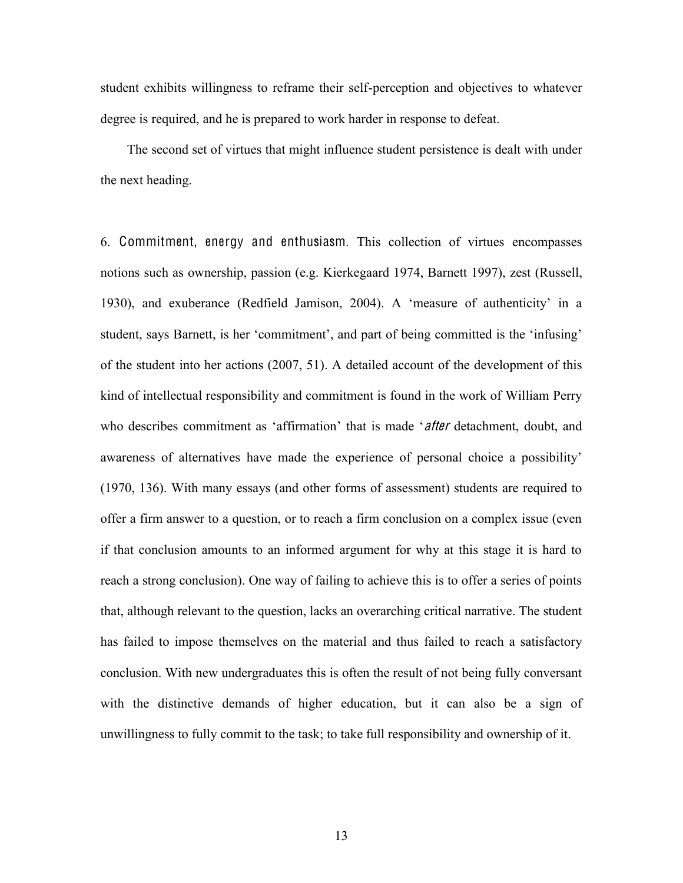student exhibits willingness to reframe their self-perception and objectives to whatever degree is required, and he is prepared to work harder in response to defeat.

The second set of virtues that might influence student persistence is dealt with under the next heading.

6. Commitment, energy and enthusiasm. This collection of virtues encompasses notions such as ownership, passion (e.g. Kierkegaard 1974, Barnett 1997), zest (Russell, 1930), and exuberance (Redfield Jamison, 2004). A 'measure of authenticity' in a student, says Barnett, is her 'commitment', and part of being committed is the 'infusing' of the student into her actions (2007, 51). A detailed account of the development of this kind of intellectual responsibility and commitment is found in the work of William Perry who describes commitment as 'affirmation' that is made '*after* detachment, doubt, and awareness of alternatives have made the experience of personal choice a possibility' (1970, 136). With many essays (and other forms of assessment) students are required to offer a firm answer to a question, or to reach a firm conclusion on a complex issue (even if that conclusion amounts to an informed argument for why at this stage it is hard to reach a strong conclusion). One way of failing to achieve this is to offer a series of points that, although relevant to the question, lacks an overarching critical narrative. The student has failed to impose themselves on the material and thus failed to reach a satisfactory conclusion. With new undergraduates this is often the result of not being fully conversant with the distinctive demands of higher education, but it can also be a sign of unwillingness to fully commit to the task; to take full responsibility and ownership of it.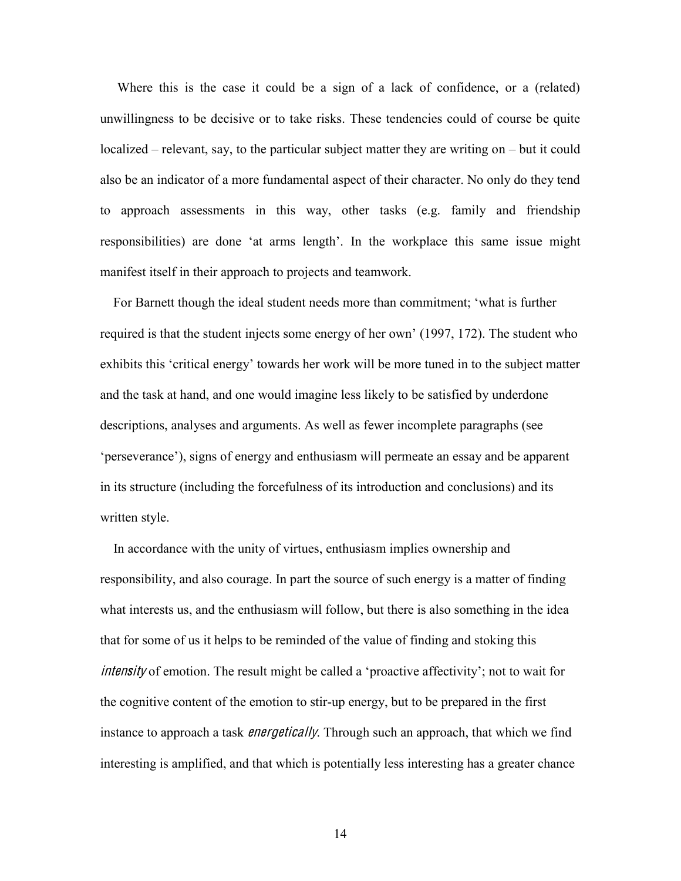Where this is the case it could be a sign of a lack of confidence, or a (related) unwillingness to be decisive or to take risks. These tendencies could of course be quite localized – relevant, say, to the particular subject matter they are writing on – but it could also be an indicator of a more fundamental aspect of their character. No only do they tend to approach assessments in this way, other tasks (e.g. family and friendship responsibilities) are done 'at arms length'. In the workplace this same issue might manifest itself in their approach to projects and teamwork.

For Barnett though the ideal student needs more than commitment; 'what is further required is that the student injects some energy of her own' (1997, 172). The student who exhibits this 'critical energy' towards her work will be more tuned in to the subject matter and the task at hand, and one would imagine less likely to be satisfied by underdone descriptions, analyses and arguments. As well as fewer incomplete paragraphs (see 'perseverance'), signs of energy and enthusiasm will permeate an essay and be apparent in its structure (including the forcefulness of its introduction and conclusions) and its written style.

In accordance with the unity of virtues, enthusiasm implies ownership and responsibility, and also courage. In part the source of such energy is a matter of finding what interests us, and the enthusiasm will follow, but there is also something in the idea that for some of us it helps to be reminded of the value of finding and stoking this *intensity* of emotion. The result might be called a 'proactive affectivity'; not to wait for the cognitive content of the emotion to stir-up energy, but to be prepared in the first instance to approach a task *energetically*. Through such an approach, that which we find interesting is amplified, and that which is potentially less interesting has a greater chance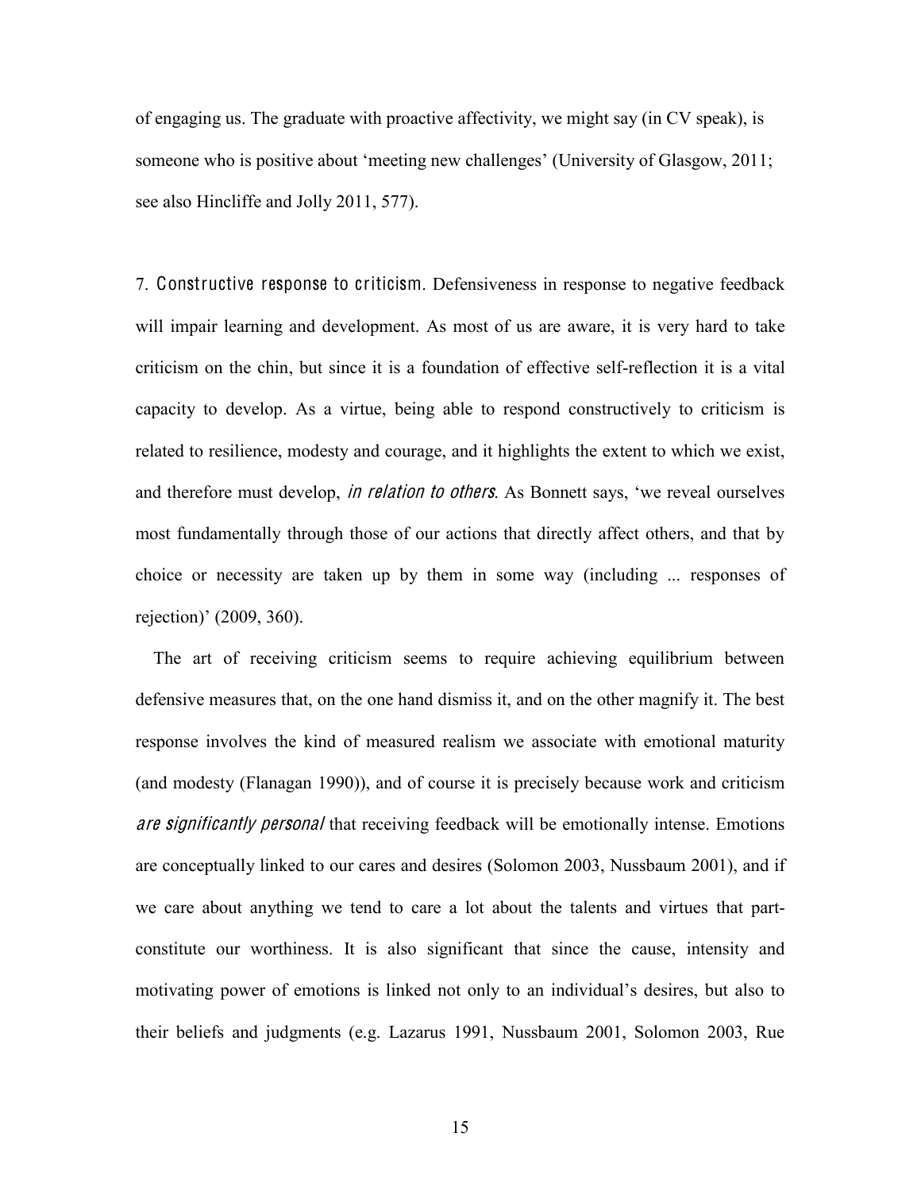of engaging us. The graduate with proactive affectivity, we might say (in CV speak), is someone who is positive about 'meeting new challenges' (University of Glasgow, 2011; see also Hincliffe and Jolly 2011, 577).

7. Constructive response to criticism. Defensiveness in response to negative feedback will impair learning and development. As most of us are aware, it is very hard to take criticism on the chin, but since it is a foundation of effective self-reflection it is a vital capacity to develop. As a virtue, being able to respond constructively to criticism is related to resilience, modesty and courage, and it highlights the extent to which we exist, and therefore must develop, *in relation to others*. As Bonnett says, 'we reveal ourselves most fundamentally through those of our actions that directly affect others, and that by choice or necessity are taken up by them in some way (including ... responses of rejection)' (2009, 360).

The art of receiving criticism seems to require achieving equilibrium between defensive measures that, on the one hand dismiss it, and on the other magnify it. The best response involves the kind of measured realism we associate with emotional maturity (and modesty (Flanagan 1990)), and of course it is precisely because work and criticism *are significantly personal* that receiving feedback will be emotionally intense. Emotions are conceptually linked to our cares and desires (Solomon 2003, Nussbaum 2001), and if we care about anything we tend to care a lot about the talents and virtues that part-constitute our worthiness. It is also significant that since the cause, intensity and motivating power of emotions is linked not only to an individual's desires, but also to their beliefs and judgments (e.g. Lazarus 1991, Nussbaum 2001, Solomon 2003, Rue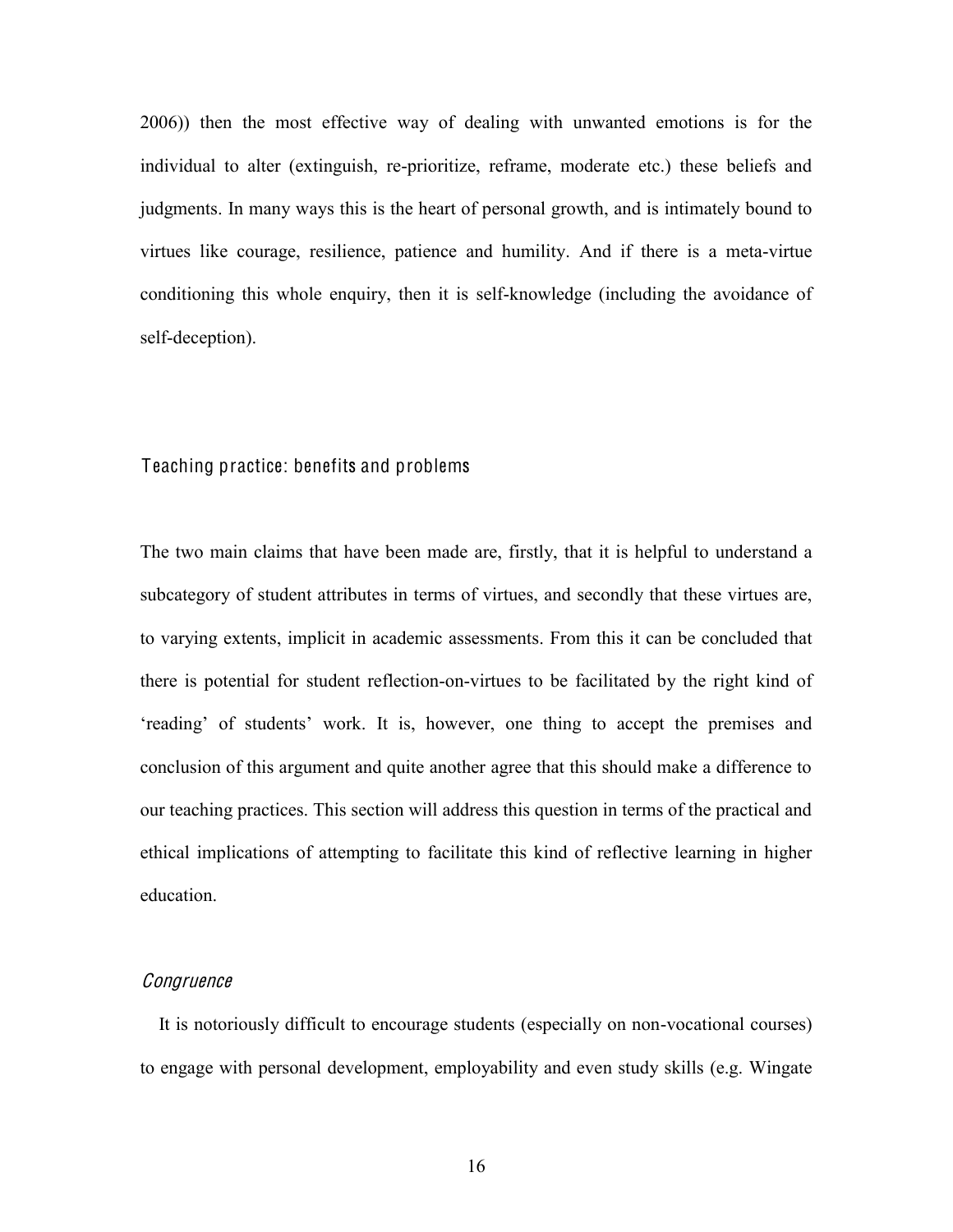2006)) then the most effective way of dealing with unwanted emotions is for the individual to alter (extinguish, re-prioritize, reframe, moderate etc.) these beliefs and judgments. In many ways this is the heart of personal growth, and is intimately bound to virtues like courage, resilience, patience and humility. And if there is a meta-virtue conditioning this whole enquiry, then it is self-knowledge (including the avoidance of self-deception).

## Teaching practice: benefits and problems

The two main claims that have been made are, firstly, that it is helpful to understand a subcategory of student attributes in terms of virtues, and secondly that these virtues are, to varying extents, implicit in academic assessments. From this it can be concluded that there is potential for student reflection-on-virtues to be facilitated by the right kind of 'reading' of students' work. It is, however, one thing to accept the premises and conclusion of this argument and quite another agree that this should make a difference to our teaching practices. This section will address this question in terms of the practical and ethical implications of attempting to facilitate this kind of reflective learning in higher education.

### *Congruence*

It is notoriously difficult to encourage students (especially on non-vocational courses) to engage with personal development, employability and even study skills (e.g. Wingate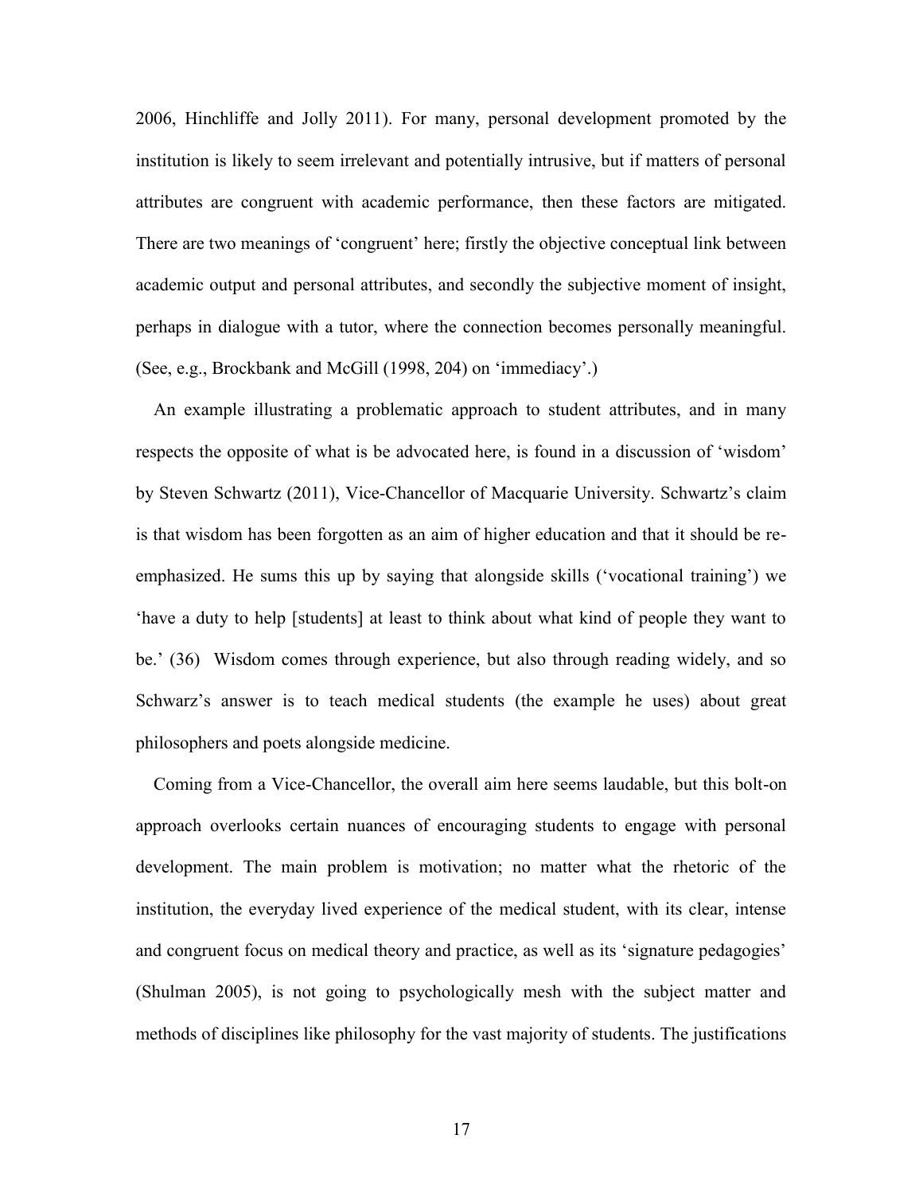2006, Hinchliffe and Jolly 2011). For many, personal development promoted by the institution is likely to seem irrelevant and potentially intrusive, but if matters of personal attributes are congruent with academic performance, then these factors are mitigated. There are two meanings of 'congruent' here; firstly the objective conceptual link between academic output and personal attributes, and secondly the subjective moment of insight, perhaps in dialogue with a tutor, where the connection becomes personally meaningful. (See, e.g., Brockbank and McGill (1998, 204) on 'immediacy'.)

An example illustrating a problematic approach to student attributes, and in many respects the opposite of what is be advocated here, is found in a discussion of 'wisdom' by Steven Schwartz (2011), Vice-Chancellor of Macquarie University. Schwartz's claim is that wisdom has been forgotten as an aim of higher education and that it should be re-emphasized. He sums this up by saying that alongside skills ('vocational training') we 'have a duty to help [students] at least to think about what kind of people they want to be.' (36) Wisdom comes through experience, but also through reading widely, and so Schwarz's answer is to teach medical students (the example he uses) about great philosophers and poets alongside medicine.

Coming from a Vice-Chancellor, the overall aim here seems laudable, but this bolt-on approach overlooks certain nuances of encouraging students to engage with personal development. The main problem is motivation; no matter what the rhetoric of the institution, the everyday lived experience of the medical student, with its clear, intense and congruent focus on medical theory and practice, as well as its 'signature pedagogies' (Shulman 2005), is not going to psychologically mesh with the subject matter and methods of disciplines like philosophy for the vast majority of students. The justifications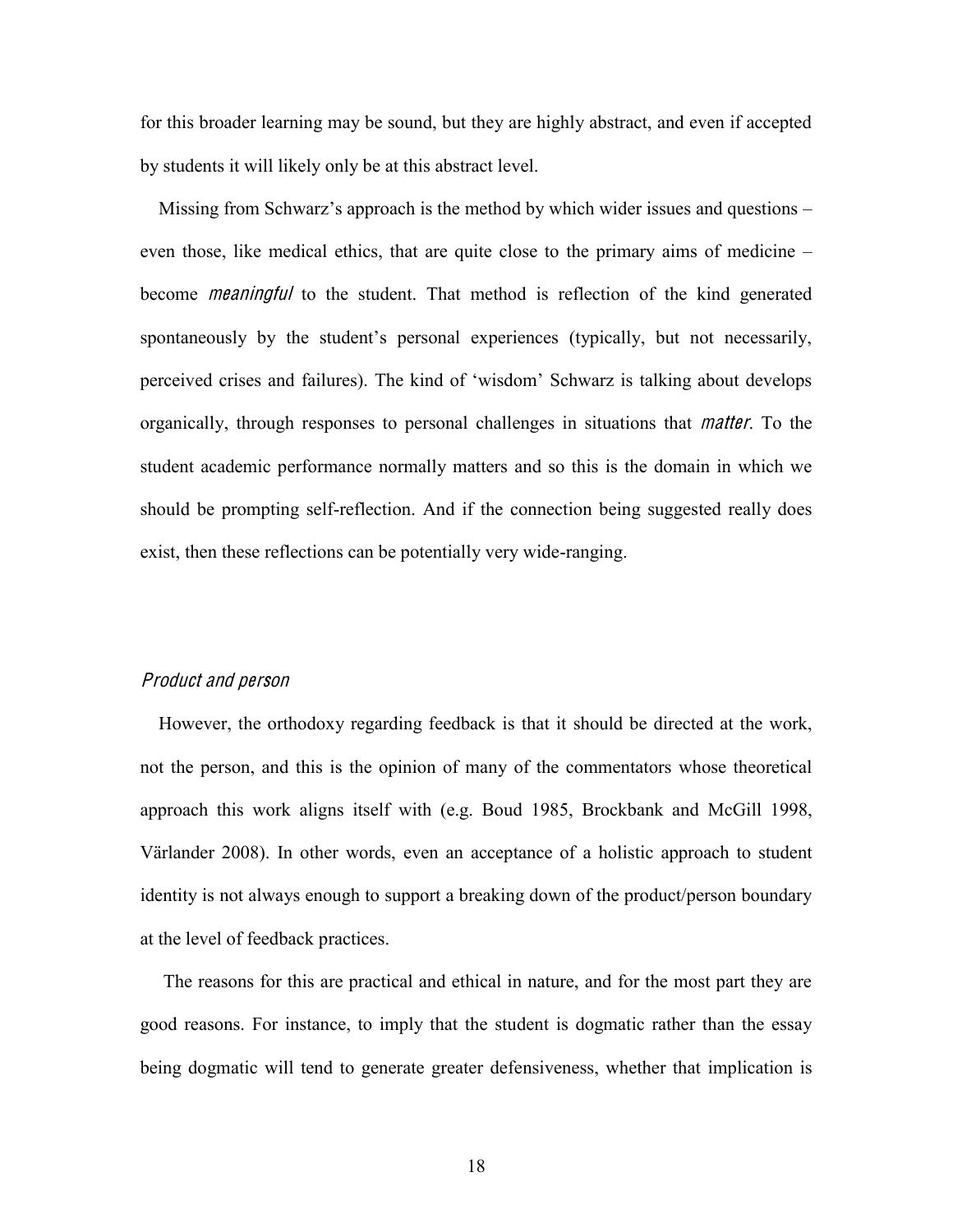for this broader learning may be sound, but they are highly abstract, and even if accepted by students it will likely only be at this abstract level.

Missing from Schwarz's approach is the method by which wider issues and questions – even those, like medical ethics, that are quite close to the primary aims of medicine – become *meaningful* to the student. That method is reflection of the kind generated spontaneously by the student's personal experiences (typically, but not necessarily, perceived crises and failures). The kind of 'wisdom' Schwarz is talking about develops organically, through responses to personal challenges in situations that *matter*. To the student academic performance normally matters and so this is the domain in which we should be prompting self-reflection. And if the connection being suggested really does exist, then these reflections can be potentially very wide-ranging.

### *Product and person*

However, the orthodoxy regarding feedback is that it should be directed at the work, not the person, and this is the opinion of many of the commentators whose theoretical approach this work aligns itself with (e.g. Boud 1985, Brockbank and McGill 1998, Värlander 2008). In other words, even an acceptance of a holistic approach to student identity is not always enough to support a breaking down of the product/person boundary at the level of feedback practices.

The reasons for this are practical and ethical in nature, and for the most part they are good reasons. For instance, to imply that the student is dogmatic rather than the essay being dogmatic will tend to generate greater defensiveness, whether that implication is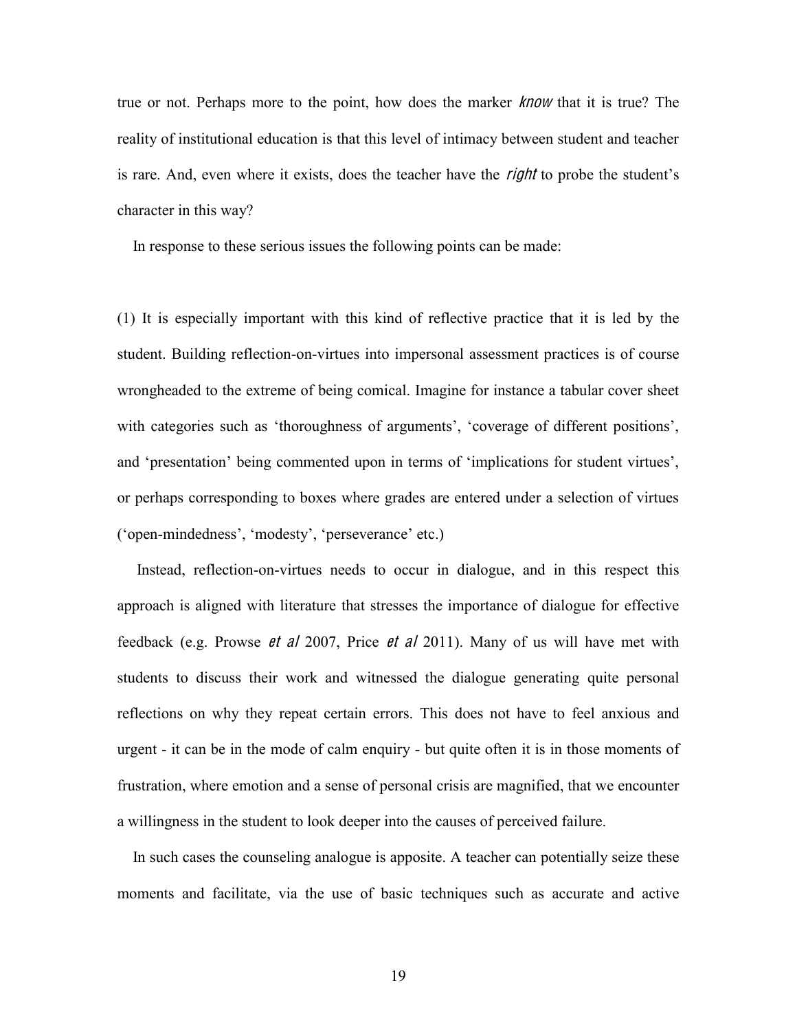true or not. Perhaps more to the point, how does the marker *know* that it is true? The reality of institutional education is that this level of intimacy between student and teacher is rare. And, even where it exists, does the teacher have the *right* to probe the student's character in this way?

In response to these serious issues the following points can be made:

(1) It is especially important with this kind of reflective practice that it is led by the student. Building reflection-on-virtues into impersonal assessment practices is of course wrongheaded to the extreme of being comical. Imagine for instance a tabular cover sheet with categories such as 'thoroughness of arguments', 'coverage of different positions', and 'presentation' being commented upon in terms of 'implications for student virtues', or perhaps corresponding to boxes where grades are entered under a selection of virtues ('open-mindedness', 'modesty', 'perseverance' etc.)

Instead, reflection-on-virtues needs to occur in dialogue, and in this respect this approach is aligned with literature that stresses the importance of dialogue for effective feedback (e.g. Prowse *et al* 2007, Price *et al* 2011). Many of us will have met with students to discuss their work and witnessed the dialogue generating quite personal reflections on why they repeat certain errors. This does not have to feel anxious and urgent - it can be in the mode of calm enquiry - but quite often it is in those moments of frustration, where emotion and a sense of personal crisis are magnified, that we encounter a willingness in the student to look deeper into the causes of perceived failure.

In such cases the counseling analogue is apposite. A teacher can potentially seize these moments and facilitate, via the use of basic techniques such as accurate and active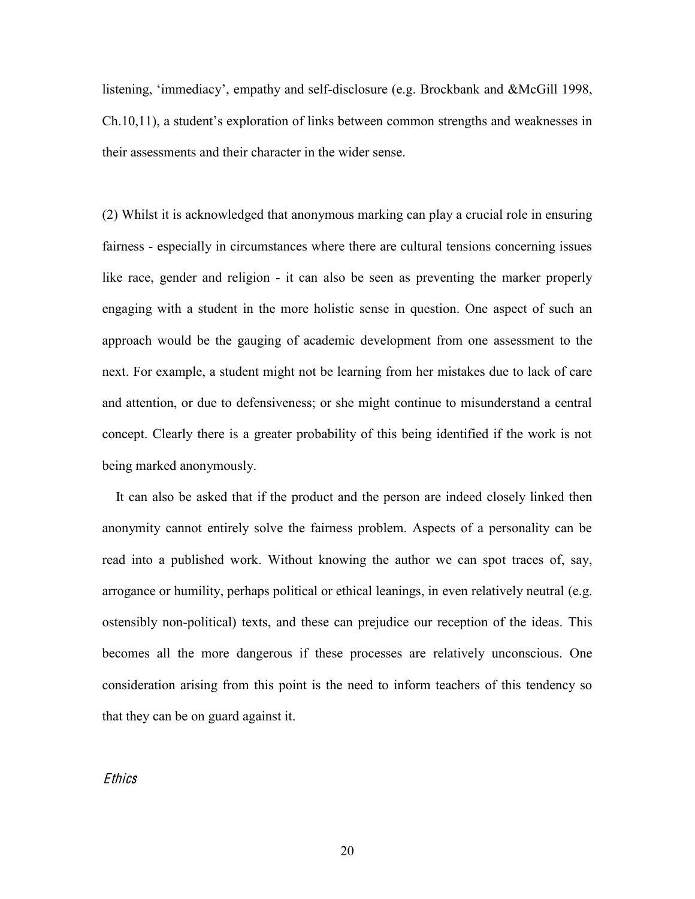listening, 'immediacy', empathy and self-disclosure (e.g. Brockbank and &McGill 1998, Ch.10,11), a student's exploration of links between common strengths and weaknesses in their assessments and their character in the wider sense.

(2) Whilst it is acknowledged that anonymous marking can play a crucial role in ensuring fairness - especially in circumstances where there are cultural tensions concerning issues like race, gender and religion - it can also be seen as preventing the marker properly engaging with a student in the more holistic sense in question. One aspect of such an approach would be the gauging of academic development from one assessment to the next. For example, a student might not be learning from her mistakes due to lack of care and attention, or due to defensiveness; or she might continue to misunderstand a central concept. Clearly there is a greater probability of this being identified if the work is not being marked anonymously.

It can also be asked that if the product and the person are indeed closely linked then anonymity cannot entirely solve the fairness problem. Aspects of a personality can be read into a published work. Without knowing the author we can spot traces of, say, arrogance or humility, perhaps political or ethical leanings, in even relatively neutral (e.g. ostensibly non-political) texts, and these can prejudice our reception of the ideas. This becomes all the more dangerous if these processes are relatively unconscious. One consideration arising from this point is the need to inform teachers of this tendency so that they can be on guard against it.

*Ethics*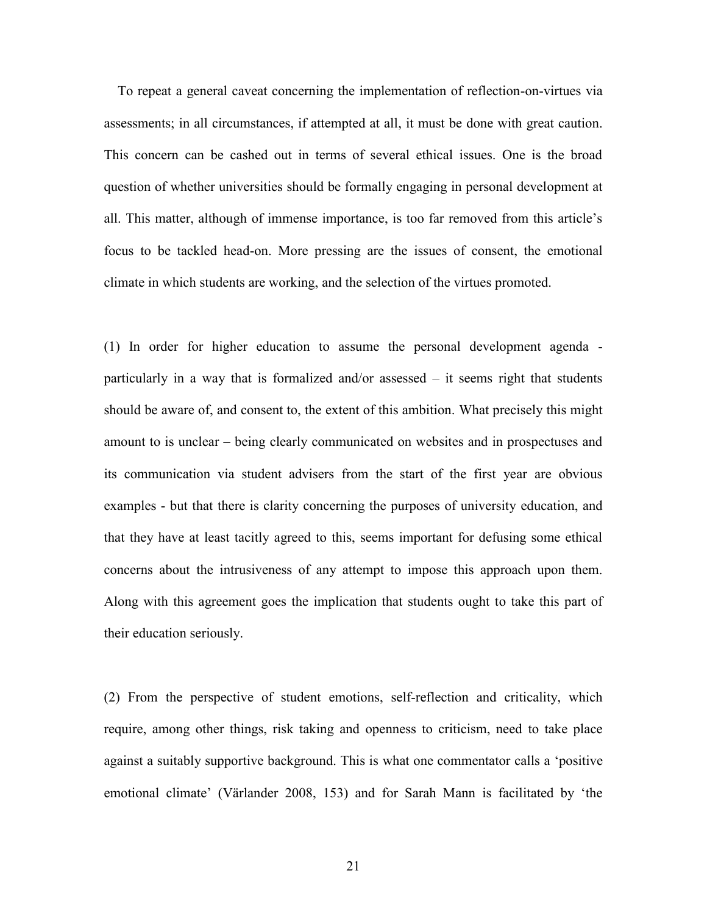To repeat a general caveat concerning the implementation of reflection-on-virtues via assessments; in all circumstances, if attempted at all, it must be done with great caution. This concern can be cashed out in terms of several ethical issues. One is the broad question of whether universities should be formally engaging in personal development at all. This matter, although of immense importance, is too far removed from this article's focus to be tackled head-on. More pressing are the issues of consent, the emotional climate in which students are working, and the selection of the virtues promoted.

(1) In order for higher education to assume the personal development agenda - particularly in a way that is formalized and/or assessed – it seems right that students should be aware of, and consent to, the extent of this ambition. What precisely this might amount to is unclear – being clearly communicated on websites and in prospectuses and its communication via student advisers from the start of the first year are obvious examples - but that there is clarity concerning the purposes of university education, and that they have at least tacitly agreed to this, seems important for defusing some ethical concerns about the intrusiveness of any attempt to impose this approach upon them. Along with this agreement goes the implication that students ought to take this part of their education seriously.

(2) From the perspective of student emotions, self-reflection and criticality, which require, among other things, risk taking and openness to criticism, need to take place against a suitably supportive background. This is what one commentator calls a 'positive emotional climate' (Värlander 2008, 153) and for Sarah Mann is facilitated by 'the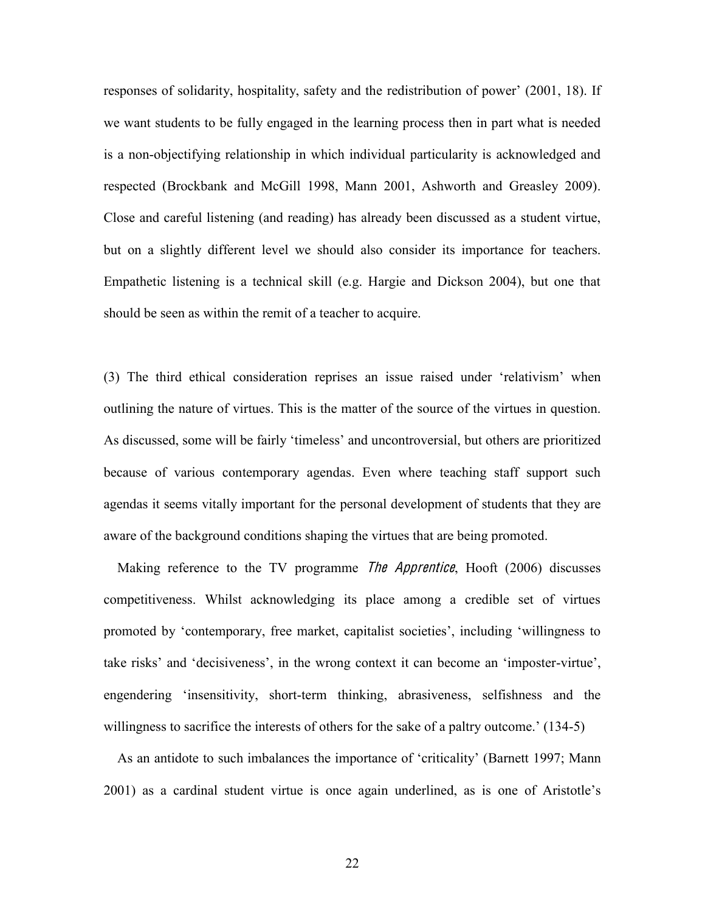responses of solidarity, hospitality, safety and the redistribution of power' (2001, 18). If we want students to be fully engaged in the learning process then in part what is needed is a non-objectifying relationship in which individual particularity is acknowledged and respected (Brockbank and McGill 1998, Mann 2001, Ashworth and Greasley 2009). Close and careful listening (and reading) has already been discussed as a student virtue, but on a slightly different level we should also consider its importance for teachers. Empathetic listening is a technical skill (e.g. Hargie and Dickson 2004), but one that should be seen as within the remit of a teacher to acquire.

(3) The third ethical consideration reprises an issue raised under 'relativism' when outlining the nature of virtues. This is the matter of the source of the virtues in question. As discussed, some will be fairly 'timeless' and uncontroversial, but others are prioritized because of various contemporary agendas. Even where teaching staff support such agendas it seems vitally important for the personal development of students that they are aware of the background conditions shaping the virtues that are being promoted.

Making reference to the TV programme *The Apprentice*, Hooft (2006) discusses competitiveness. Whilst acknowledging its place among a credible set of virtues promoted by 'contemporary, free market, capitalist societies', including 'willingness to take risks' and 'decisiveness', in the wrong context it can become an 'imposter-virtue', engendering 'insensitivity, short-term thinking, abrasiveness, selfishness and the willingness to sacrifice the interests of others for the sake of a paltry outcome.' (134-5)

As an antidote to such imbalances the importance of 'criticality' (Barnett 1997; Mann 2001) as a cardinal student virtue is once again underlined, as is one of Aristotle's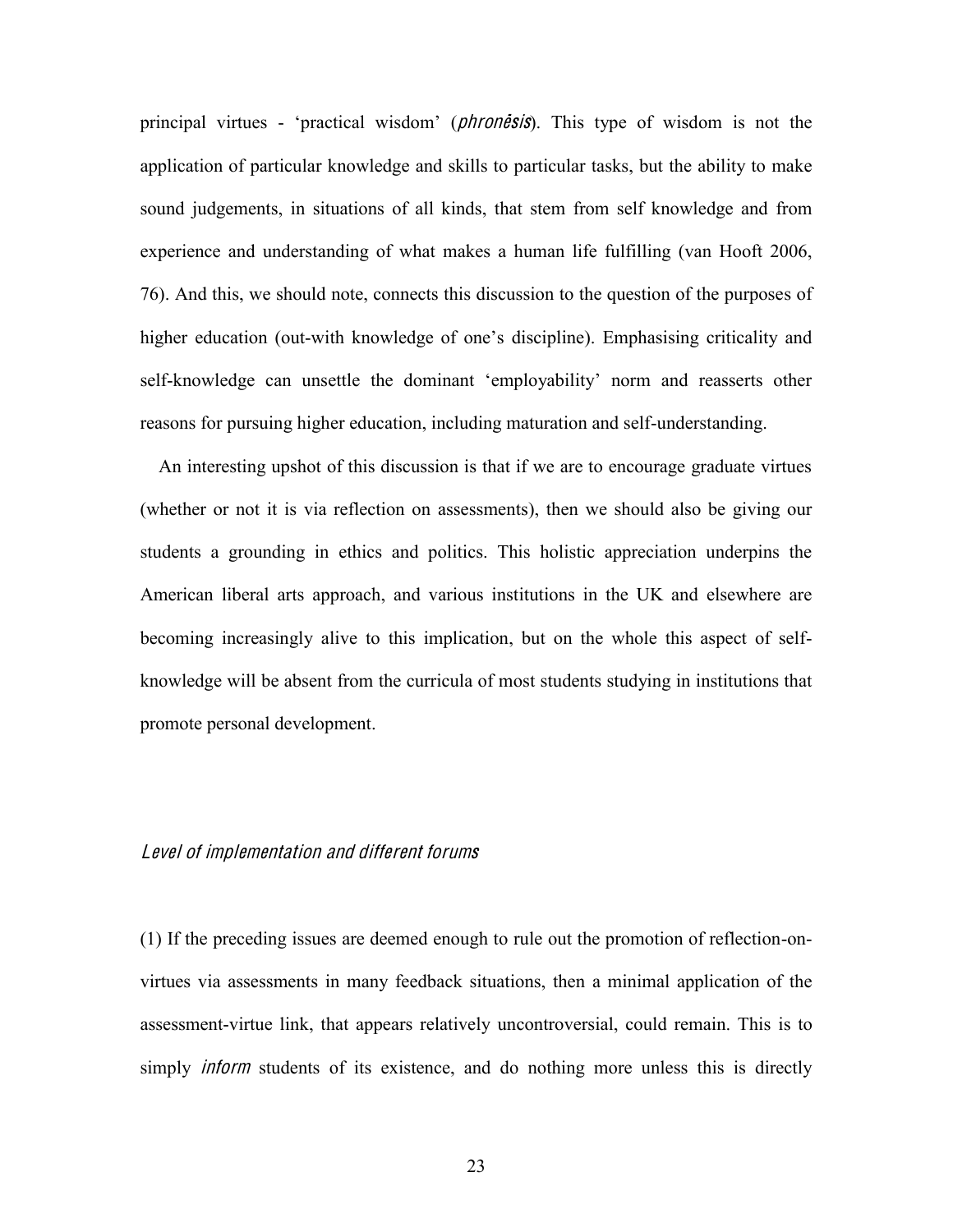principal virtues - 'practical wisdom' (*phronēsis*). This type of wisdom is not the application of particular knowledge and skills to particular tasks, but the ability to make sound judgements, in situations of all kinds, that stem from self knowledge and from experience and understanding of what makes a human life fulfilling (van Hooft 2006, 76). And this, we should note, connects this discussion to the question of the purposes of higher education (out-with knowledge of one's discipline). Emphasising criticality and self-knowledge can unsettle the dominant 'employability' norm and reasserts other reasons for pursuing higher education, including maturation and self-understanding.

An interesting upshot of this discussion is that if we are to encourage graduate virtues (whether or not it is via reflection on assessments), then we should also be giving our students a grounding in ethics and politics. This holistic appreciation underpins the American liberal arts approach, and various institutions in the UK and elsewhere are becoming increasingly alive to this implication, but on the whole this aspect of self-knowledge will be absent from the curricula of most students studying in institutions that promote personal development.

### *Level of implementation and different forums*

(1) If the preceding issues are deemed enough to rule out the promotion of reflection-on-virtues via assessments in many feedback situations, then a minimal application of the assessment-virtue link, that appears relatively uncontroversial, could remain. This is to simply *inform* students of its existence, and do nothing more unless this is directly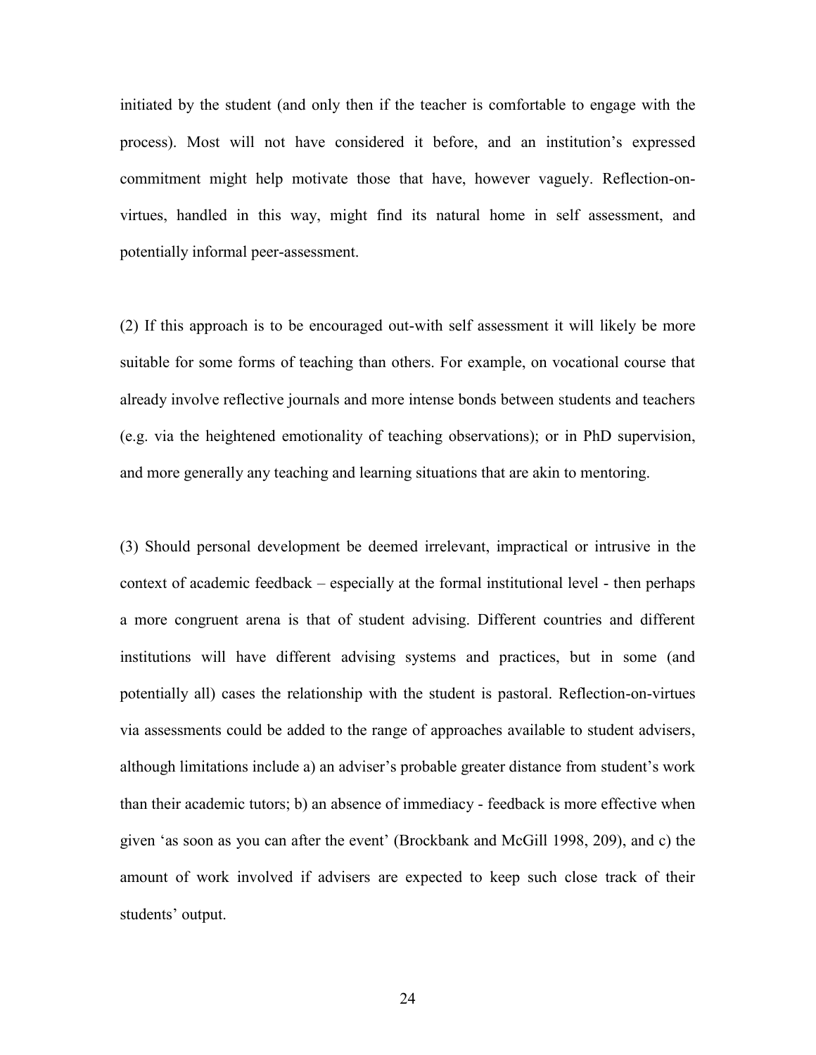initiated by the student (and only then if the teacher is comfortable to engage with the process). Most will not have considered it before, and an institution's expressed commitment might help motivate those that have, however vaguely. Reflection-on-virtues, handled in this way, might find its natural home in self assessment, and potentially informal peer-assessment.

(2) If this approach is to be encouraged out-with self assessment it will likely be more suitable for some forms of teaching than others. For example, on vocational course that already involve reflective journals and more intense bonds between students and teachers (e.g. via the heightened emotionality of teaching observations); or in PhD supervision, and more generally any teaching and learning situations that are akin to mentoring.

(3) Should personal development be deemed irrelevant, impractical or intrusive in the context of academic feedback – especially at the formal institutional level - then perhaps a more congruent arena is that of student advising. Different countries and different institutions will have different advising systems and practices, but in some (and potentially all) cases the relationship with the student is pastoral. Reflection-on-virtues via assessments could be added to the range of approaches available to student advisers, although limitations include a) an adviser's probable greater distance from student's work than their academic tutors; b) an absence of immediacy - feedback is more effective when given 'as soon as you can after the event' (Brockbank and McGill 1998, 209), and c) the amount of work involved if advisers are expected to keep such close track of their students' output.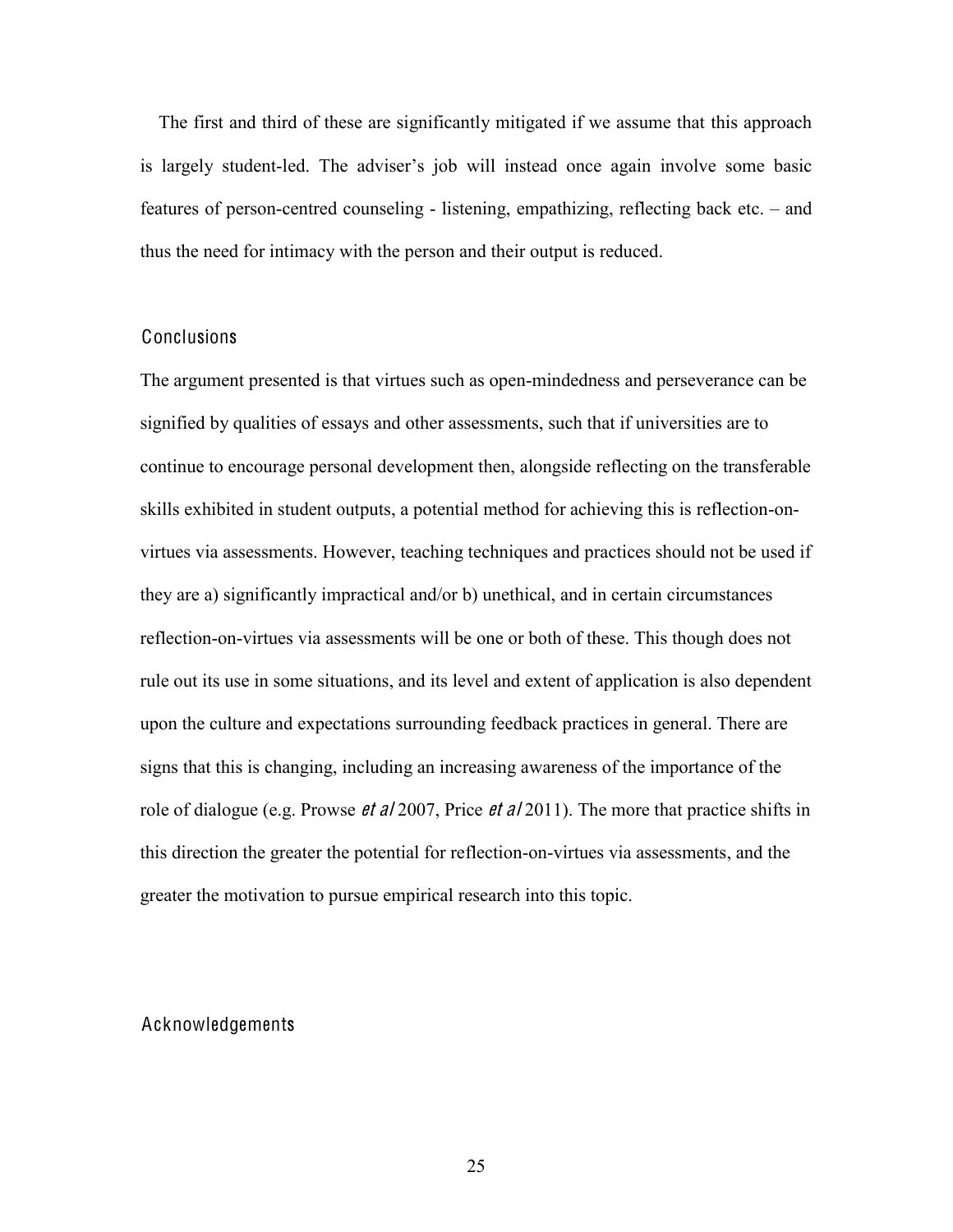The first and third of these are significantly mitigated if we assume that this approach is largely student-led. The adviser's job will instead once again involve some basic features of person-centred counseling - listening, empathizing, reflecting back etc. – and thus the need for intimacy with the person and their output is reduced.

## Conclusions

The argument presented is that virtues such as open-mindedness and perseverance can be signified by qualities of essays and other assessments, such that if universities are to continue to encourage personal development then, alongside reflecting on the transferable skills exhibited in student outputs, a potential method for achieving this is reflection-on-virtues via assessments. However, teaching techniques and practices should not be used if they are a) significantly impractical and/or b) unethical, and in certain circumstances reflection-on-virtues via assessments will be one or both of these. This though does not rule out its use in some situations, and its level and extent of application is also dependent upon the culture and expectations surrounding feedback practices in general. There are signs that this is changing, including an increasing awareness of the importance of the role of dialogue (e.g. Prowse *et al* 2007, Price *et al* 2011). The more that practice shifts in this direction the greater the potential for reflection-on-virtues via assessments, and the greater the motivation to pursue empirical research into this topic.

## Acknowledgements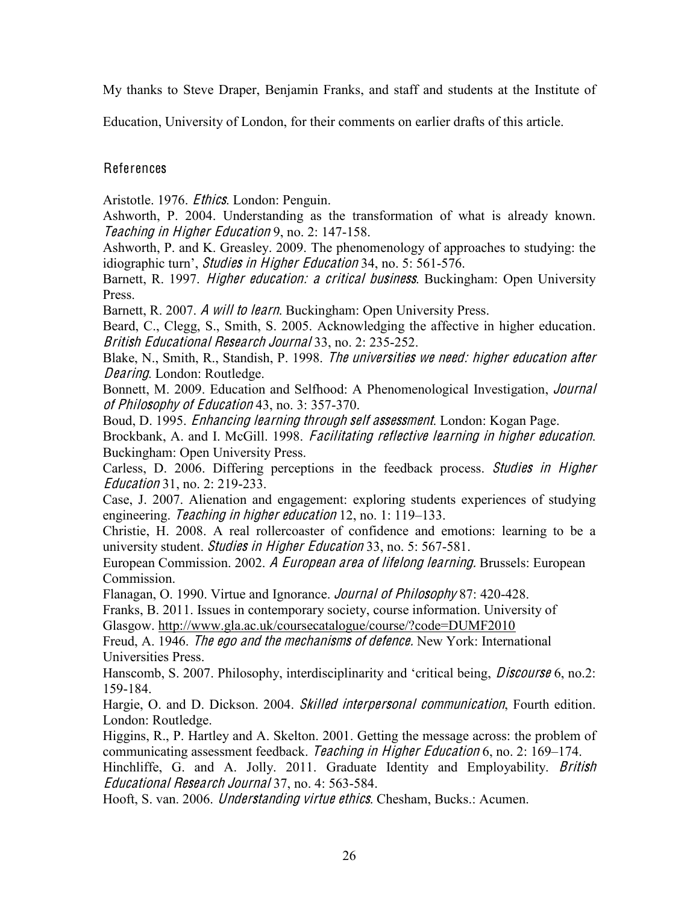My thanks to Steve Draper, Benjamin Franks, and staff and students at the Institute of Education, University of London, for their comments on earlier drafts of this article.

## References

Aristotle. 1976. *Ethics*. London: Penguin.

Ashworth, P. 2004. Understanding as the transformation of what is already known. *Teaching in Higher Education* 9, no. 2: 147-158.

Ashworth, P. and K. Greasley. 2009. The phenomenology of approaches to studying: the idiographic turn', *Studies in Higher Education* 34, no. 5: 561-576.

Barnett, R. 1997. *Higher education: a critical business*. Buckingham: Open University Press.

Barnett, R. 2007. *A will to learn*. Buckingham: Open University Press.

Beard, C., Clegg, S., Smith, S. 2005. Acknowledging the affective in higher education. *British Educational Research Journal* 33, no. 2: 235-252.

Blake, N., Smith, R., Standish, P. 1998. *The universities we need: higher education after Dearing*. London: Routledge.

Bonnett, M. 2009. Education and Selfhood: A Phenomenological Investigation, *Journal of Philosophy of Education* 43, no. 3: 357-370.

Boud, D. 1995. *Enhancing learning through self assessment*. London: Kogan Page.

Brockbank, A. and I. McGill. 1998. *Facilitating reflective learning in higher education*. Buckingham: Open University Press.

Carless, D. 2006. Differing perceptions in the feedback process. *Studies in Higher Education* 31, no. 2: 219-233.

Case, J. 2007. Alienation and engagement: exploring students experiences of studying engineering. *Teaching in higher education* 12, no. 1: 119–133.

Christie, H. 2008. A real rollercoaster of confidence and emotions: learning to be a university student. *Studies in Higher Education* 33, no. 5: 567-581.

European Commission. 2002. *A European area of lifelong learning.* Brussels: European Commission.

Flanagan, O. 1990. Virtue and Ignorance. *Journal of Philosophy* 87: 420-428.

Franks, B. 2011. Issues in contemporary society, course information. University of Glasgow. http://www.gla.ac.uk/coursecatalogue/course/?code=DUMF2010

Freud, A. 1946. *The ego and the mechanisms of defence.* New York: International Universities Press.

Hanscomb, S. 2007. Philosophy, interdisciplinarity and 'critical being, *Discourse* 6, no.2: 159-184.

Hargie, O. and D. Dickson. 2004. *Skilled interpersonal communication*, Fourth edition. London: Routledge.

Higgins, R., P. Hartley and A. Skelton. 2001. Getting the message across: the problem of communicating assessment feedback. *Teaching in Higher Education* 6, no. 2: 169–174.

Hinchliffe, G. and A. Jolly. 2011. Graduate Identity and Employability. *British Educational Research Journal* 37, no. 4: 563-584.

Hooft, S. van. 2006. *Understanding virtue ethics*. Chesham, Bucks.: Acumen.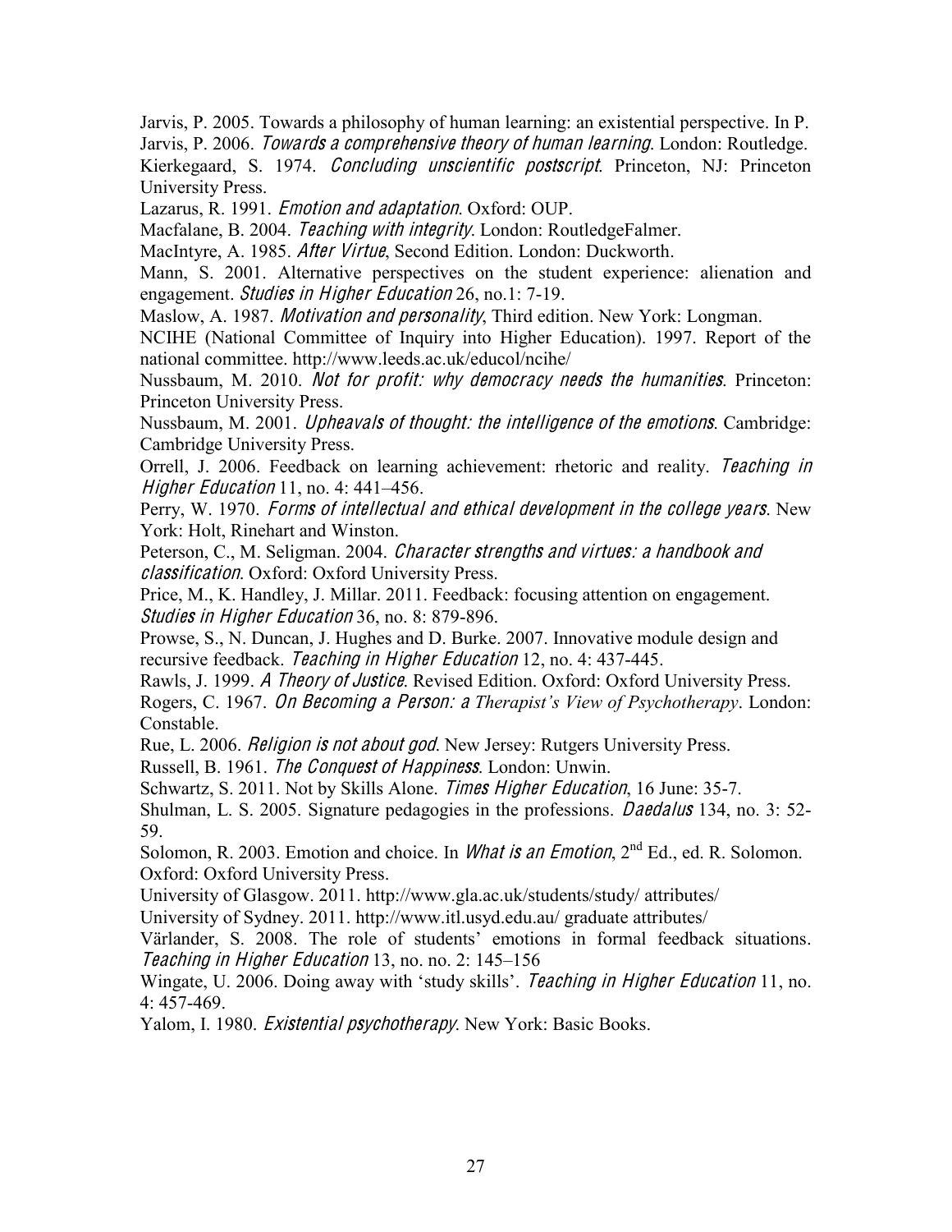Jarvis, P. 2005. Towards a philosophy of human learning: an existential perspective. In P.

Jarvis, P. 2006. *Towards a comprehensive theory of human learning*. London: Routledge.

Kierkegaard, S. 1974. *Concluding unscientific postscript*. Princeton, NJ: Princeton University Press.

Lazarus, R. 1991. *Emotion and adaptation*. Oxford: OUP.

Macfalane, B. 2004. *Teaching with integrity*. London: RoutledgeFalmer.

MacIntyre, A. 1985. *After Virtue*, Second Edition. London: Duckworth.

Mann, S. 2001. Alternative perspectives on the student experience: alienation and engagement. *Studies in Higher Education* 26, no.1: 7-19.

Maslow, A. 1987. *Motivation and personality*, Third edition. New York: Longman.

NCIHE (National Committee of Inquiry into Higher Education). 1997. Report of the national committee. http://www.leeds.ac.uk/educol/ncihe/

Nussbaum, M. 2010. *Not for profit: why democracy needs the humanities*. Princeton: Princeton University Press.

Nussbaum, M. 2001. *Upheavals of thought: the intelligence of the emotions*. Cambridge: Cambridge University Press.

Orrell, J. 2006. Feedback on learning achievement: rhetoric and reality. *Teaching in Higher Education* 11, no. 4: 441–456.

Perry, W. 1970. *Forms of intellectual and ethical development in the college years*. New York: Holt, Rinehart and Winston.

Peterson, C., M. Seligman. 2004. *Character strengths and virtues: a handbook and classification*. Oxford: Oxford University Press.

Price, M., K. Handley, J. Millar. 2011. Feedback: focusing attention on engagement. *Studies in Higher Education* 36, no. 8: 879-896.

Prowse, S., N. Duncan, J. Hughes and D. Burke. 2007. Innovative module design and recursive feedback. *Teaching in Higher Education* 12, no. 4: 437-445.

Rawls, J. 1999. *A Theory of Justice*. Revised Edition. Oxford: Oxford University Press.

Rogers, C. 1967. *On Becoming a Person: a Therapist's View of Psychotherapy*. London: Constable.

Rue, L. 2006. *Religion is not about god*. New Jersey: Rutgers University Press.

Russell, B. 1961. *The Conquest of Happiness*. London: Unwin.

Schwartz, S. 2011. Not by Skills Alone. *Times Higher Education*, 16 June: 35-7.

Shulman, L. S. 2005. Signature pedagogies in the professions. *Daedalus* 134, no. 3: 52-59.

Solomon, R. 2003. Emotion and choice. In *What is an Emotion*, 2nd Ed., ed. R. Solomon. Oxford: Oxford University Press.

University of Glasgow. 2011. http://www.gla.ac.uk/students/study/ attributes/

University of Sydney. 2011. http://www.itl.usyd.edu.au/ graduate attributes/

Värlander, S. 2008. The role of students' emotions in formal feedback situations. *Teaching in Higher Education* 13, no. no. 2: 145–156

Wingate, U. 2006. Doing away with 'study skills'. *Teaching in Higher Education* 11, no. 4: 457-469.

Yalom, I. 1980. *Existential psychotherapy*. New York: Basic Books.